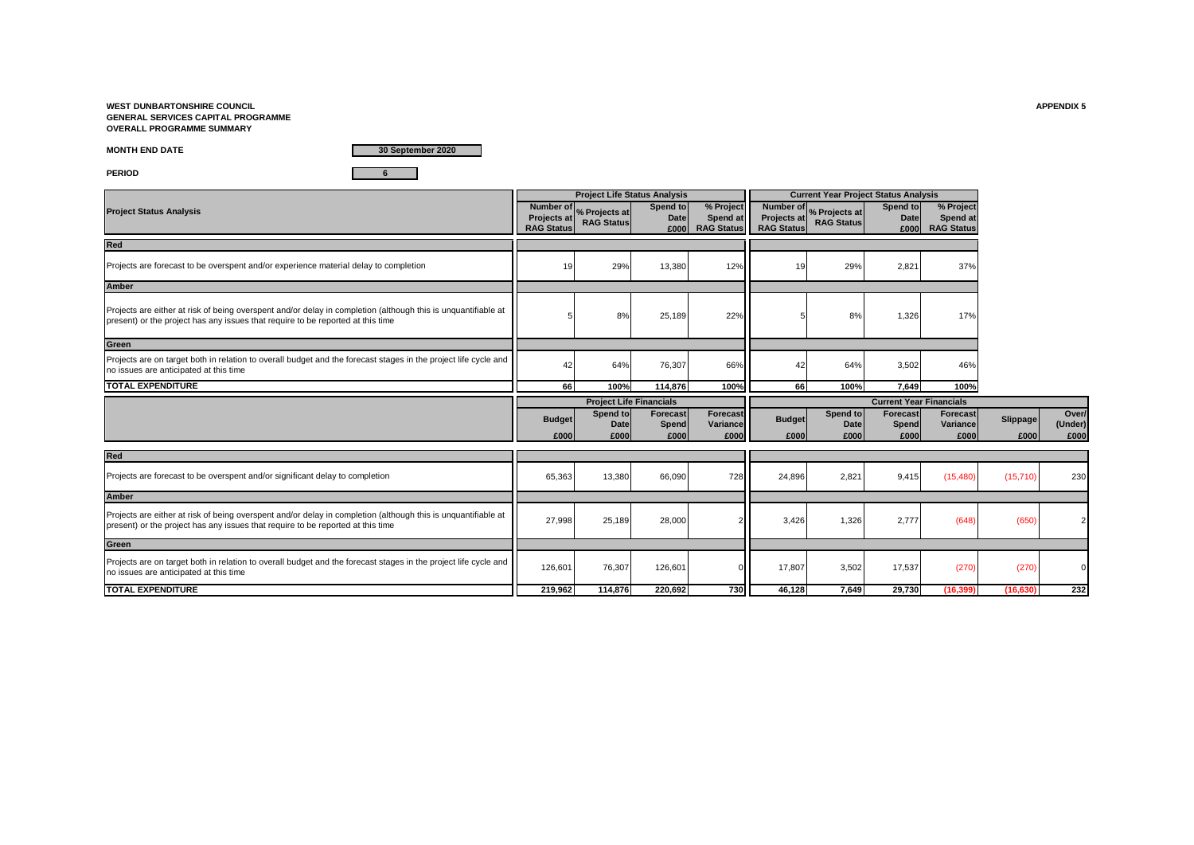**WEST DUNBARTONSHIRE COUNCIL**
**GENERAL SERVICES CAPITAL PROGRAMME**
**OVERALL PROGRAMME SUMMARY**

**APPENDIX 5**

**MONTH END DATE** 30 September 2020

**PERIOD** 6

| Project Status Analysis | Project Life Status Analysis | | | | Current Year Project Status Analysis | | | |
|---|---|---|---|---|---|---|---|---|
| | Number of Projects at RAG Status | % Projects at RAG Status | Spend to Date £000 | % Project Spend at RAG Status | Number of Projects at RAG Status | % Projects at RAG Status | Spend to Date £000 | % Project Spend at RAG Status |
| **Red** | | | | | | | | |
| Projects are forecast to be overspent and/or experience material delay to completion | 19 | 29% | 13,380 | 12% | 19 | 29% | 2,821 | 37% |
| **Amber** | | | | | | | | |
| Projects are either at risk of being overspent and/or delay in completion (although this is unquantifiable at present) or the project has any issues that require to be reported at this time | 5 | 8% | 25,189 | 22% | 5 | 8% | 1,326 | 17% |
| **Green** | | | | | | | | |
| Projects are on target both in relation to overall budget and the forecast stages in the project life cycle and no issues are anticipated at this time | 42 | 64% | 76,307 | 66% | 42 | 64% | 3,502 | 46% |
| **TOTAL EXPENDITURE** | 66 | 100% | 114,876 | 100% | 66 | 100% | 7,649 | 100% |

| | Project Life Financials | | | | Current Year Financials | | | | | |
|---|---|---|---|---|---|---|---|---|---|---|
| | Budget £000 | Spend to Date £000 | Forecast Spend £000 | Forecast Variance £000 | Budget £000 | Spend to Date £000 | Forecast Spend £000 | Forecast Variance £000 | Slippage £000 | Over/ (Under) £000 |
| **Red** | | | | | | | | | | |
| Projects are forecast to be overspent and/or significant delay to completion | 65,363 | 13,380 | 66,090 | 728 | 24,896 | 2,821 | 9,415 | (15,480) | (15,710) | 230 |
| **Amber** | | | | | | | | | | |
| Projects are either at risk of being overspent and/or delay in completion (although this is unquantifiable at present) or the project has any issues that require to be reported at this time | 27,998 | 25,189 | 28,000 | 2 | 3,426 | 1,326 | 2,777 | (648) | (650) | 2 |
| **Green** | | | | | | | | | | |
| Projects are on target both in relation to overall budget and the forecast stages in the project life cycle and no issues are anticipated at this time | 126,601 | 76,307 | 126,601 | 0 | 17,807 | 3,502 | 17,537 | (270) | (270) | 0 |
| **TOTAL EXPENDITURE** | 219,962 | 114,876 | 220,692 | 730 | 46,128 | 7,649 | 29,730 | (16,399) | (16,630) | 232 |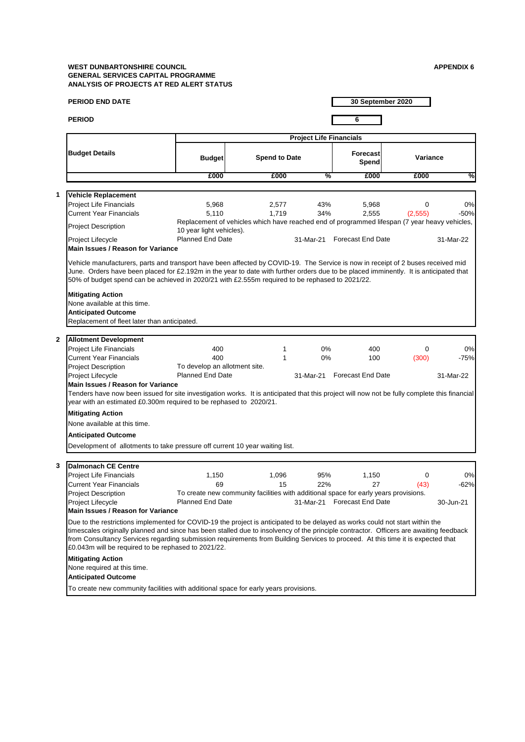**WEST DUNBARTONSHIRE COUNCIL**
**GENERAL SERVICES CAPITAL PROGRAMME**
**ANALYSIS OF PROJECTS AT RED ALERT STATUS**

**APPENDIX 6**

**PERIOD END DATE** — **30 September 2020**

**PERIOD** — **6**

| Budget Details | Project Life Financials | | | | | |
|---|---|---|---|---|---|---|
| | Budget | Spend to Date | | Forecast Spend | Variance | |
| | £000 | £000 | % | £000 | £000 | % |

**1 Vehicle Replacement**

| | | | | | | |
|---|---|---|---|---|---|---|
| Project Life Financials | 5,968 | 2,577 | 43% | 5,968 | 0 | 0% |
| Current Year Financials | 5,110 | 1,719 | 34% | 2,555 | (2,555) | -50% |
| Project Description | Replacement of vehicles which have reached end of programmed lifespan (7 year heavy vehicles, 10 year light vehicles). | | | | | |
| Project Lifecycle | Planned End Date | | 31-Mar-21 | Forecast End Date | | 31-Mar-22 |

**Main Issues / Reason for Variance**

Vehicle manufacturers, parts and transport have been affected by COVID-19. The Service is now in receipt of 2 buses received mid June. Orders have been placed for £2.192m in the year to date with further orders due to be placed imminently. It is anticipated that 50% of budget spend can be achieved in 2020/21 with £2.555m required to be rephased to 2021/22.

**Mitigating Action**
None available at this time.

**Anticipated Outcome**
Replacement of fleet later than anticipated.

**2 Allotment Development**

| | | | | | | |
|---|---|---|---|---|---|---|
| Project Life Financials | 400 | 1 | 0% | 400 | 0 | 0% |
| Current Year Financials | 400 | 1 | 0% | 100 | (300) | -75% |
| Project Description | To develop an allotment site. | | | | | |
| Project Lifecycle | Planned End Date | | 31-Mar-21 | Forecast End Date | | 31-Mar-22 |

**Main Issues / Reason for Variance**

Tenders have now been issued for site investigation works. It is anticipated that this project will now not be fully complete this financial year with an estimated £0.300m required to be rephased to 2020/21.

**Mitigating Action**
None available at this time.

**Anticipated Outcome**
Development of allotments to take pressure off current 10 year waiting list.

**3 Dalmonach CE Centre**

| | | | | | | |
|---|---|---|---|---|---|---|
| Project Life Financials | 1,150 | 1,096 | 95% | 1,150 | 0 | 0% |
| Current Year Financials | 69 | 15 | 22% | 27 | (43) | -62% |
| Project Description | To create new community facilities with additional space for early years provisions. | | | | | |
| Project Lifecycle | Planned End Date | | 31-Mar-21 | Forecast End Date | | 30-Jun-21 |

**Main Issues / Reason for Variance**

Due to the restrictions implemented for COVID-19 the project is anticipated to be delayed as works could not start within the timescales originally planned and since has been stalled due to insolvency of the principle contractor. Officers are awaiting feedback from Consultancy Services regarding submission requirements from Building Services to proceed. At this time it is expected that £0.043m will be required to be rephased to 2021/22.

**Mitigating Action**
None required at this time.

**Anticipated Outcome**
To create new community facilities with additional space for early years provisions.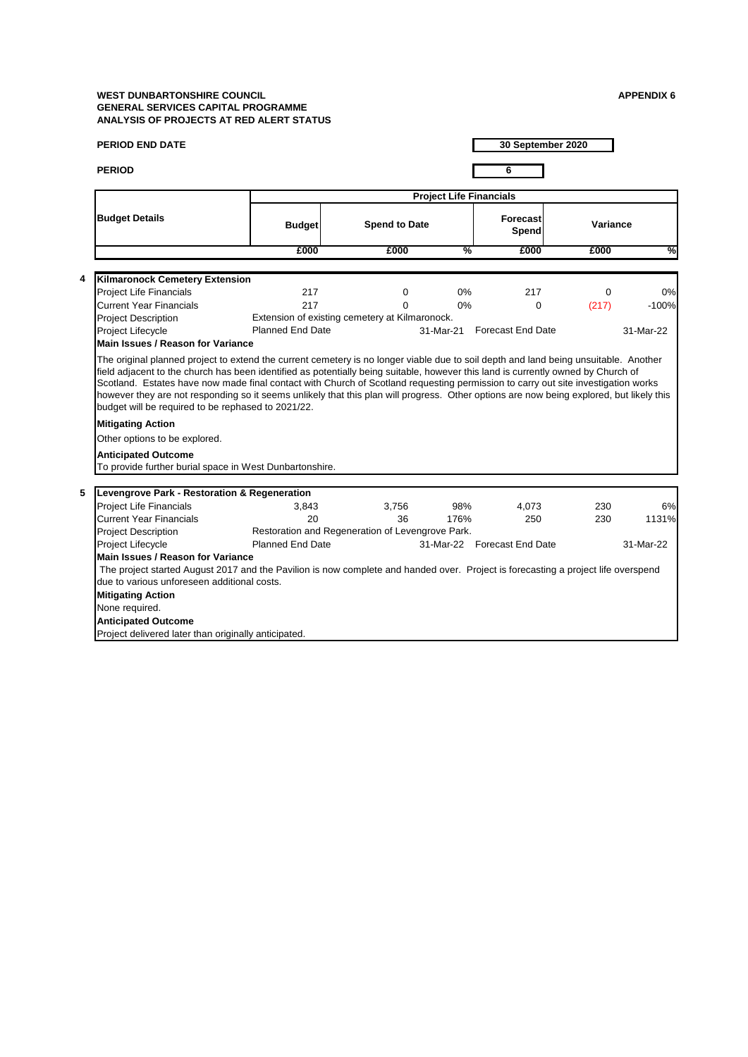**WEST DUNBARTONSHIRE COUNCIL**
**GENERAL SERVICES CAPITAL PROGRAMME**
**ANALYSIS OF PROJECTS AT RED ALERT STATUS**

**APPENDIX 6**

**PERIOD END DATE** **30 September 2020**

**PERIOD** **6**

| Budget Details | Project Life Financials | | | | | |
|---|---|---|---|---|---|---|
| | Budget | Spend to Date | | Forecast Spend | Variance | |
| | £000 | £000 | % | £000 | £000 | % |

**4 Kilmaronock Cemetery Extension**

| | | | | | | |
|---|---|---|---|---|---|---|
| Project Life Financials | 217 | 0 | 0% | 217 | 0 | 0% |
| Current Year Financials | 217 | 0 | 0% | 0 | (217) | -100% |

Project Description: Extension of existing cemetery at Kilmaronock.

Project Lifecycle: Planned End Date 31-Mar-21 — Forecast End Date 31-Mar-22

**Main Issues / Reason for Variance**

The original planned project to extend the current cemetery is no longer viable due to soil depth and land being unsuitable. Another field adjacent to the church has been identified as potentially being suitable, however this land is currently owned by Church of Scotland. Estates have now made final contact with Church of Scotland requesting permission to carry out site investigation works however they are not responding so it seems unlikely that this plan will progress. Other options are now being explored, but likely this budget will be required to be rephased to 2021/22.

**Mitigating Action**

Other options to be explored.

**Anticipated Outcome**

To provide further burial space in West Dunbartonshire.

**5 Levengrove Park - Restoration & Regeneration**

| | | | | | | |
|---|---|---|---|---|---|---|
| Project Life Financials | 3,843 | 3,756 | 98% | 4,073 | 230 | 6% |
| Current Year Financials | 20 | 36 | 176% | 250 | 230 | 1131% |

Project Description: Restoration and Regeneration of Levengrove Park.

Project Lifecycle: Planned End Date 31-Mar-22 — Forecast End Date 31-Mar-22

**Main Issues / Reason for Variance**

The project started August 2017 and the Pavilion is now complete and handed over. Project is forecasting a project life overspend due to various unforeseen additional costs.

**Mitigating Action**

None required.

**Anticipated Outcome**

Project delivered later than originally anticipated.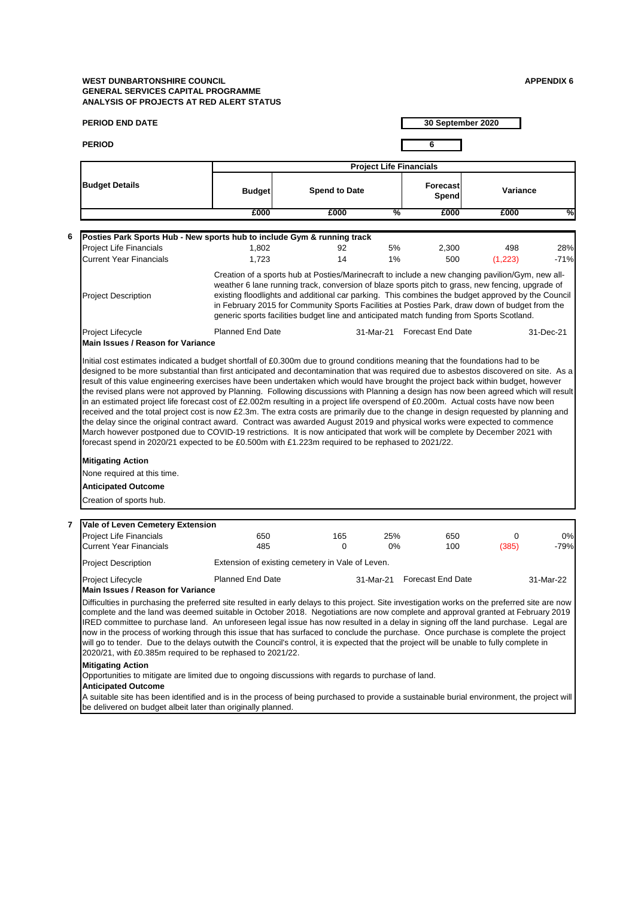**WEST DUNBARTONSHIRE COUNCIL**
**GENERAL SERVICES CAPITAL PROGRAMME**
**ANALYSIS OF PROJECTS AT RED ALERT STATUS**

**APPENDIX 6**

**PERIOD END DATE** 30 September 2020

**PERIOD** 6

| Budget Details | Project Life Financials | | | | | |
|---|---|---|---|---|---|---|
| | Budget | Spend to Date | | Forecast Spend | Variance | |
| | £000 | £000 | % | £000 | £000 | % |

**6 Posties Park Sports Hub - New sports hub to include Gym & running track**

| | Budget | Spend to Date | % | Forecast Spend | Variance | % |
|---|---|---|---|---|---|---|
| Project Life Financials | 1,802 | 92 | 5% | 2,300 | 498 | 28% |
| Current Year Financials | 1,723 | 14 | 1% | 500 | (1,223) | -71% |

**Project Description**

Creation of a sports hub at Posties/Marinecraft to include a new changing pavilion/Gym, new all-weather 6 lane running track, conversion of blaze sports pitch to grass, new fencing, upgrade of existing floodlights and additional car parking. This combines the budget approved by the Council in February 2015 for Community Sports Facilities at Posties Park, draw down of budget from the generic sports facilities budget line and anticipated match funding from Sports Scotland.

**Project Lifecycle** Planned End Date 31-Mar-21 Forecast End Date 31-Dec-21

**Main Issues / Reason for Variance**

Initial cost estimates indicated a budget shortfall of £0.300m due to ground conditions meaning that the foundations had to be designed to be more substantial than first anticipated and decontamination that was required due to asbestos discovered on site. As a result of this value engineering exercises have been undertaken which would have brought the project back within budget, however the revised plans were not approved by Planning. Following discussions with Planning a design has now been agreed which will result in an estimated project life forecast cost of £2.002m resulting in a project life overspend of £0.200m. Actual costs have now been received and the total project cost is now £2.3m. The extra costs are primarily due to the change in design requested by planning and the delay since the original contract award. Contract was awarded August 2019 and physical works were expected to commence March however postponed due to COVID-19 restrictions. It is now anticipated that work will be complete by December 2021 with forecast spend in 2020/21 expected to be £0.500m with £1.223m required to be rephased to 2021/22.

**Mitigating Action**

None required at this time.

**Anticipated Outcome**

Creation of sports hub.

**7 Vale of Leven Cemetery Extension**

| | Budget | Spend to Date | % | Forecast Spend | Variance | % |
|---|---|---|---|---|---|---|
| Project Life Financials | 650 | 165 | 25% | 650 | 0 | 0% |
| Current Year Financials | 485 | 0 | 0% | 100 | (385) | -79% |

**Project Description**

Extension of existing cemetery in Vale of Leven.

**Project Lifecycle** Planned End Date 31-Mar-21 Forecast End Date 31-Mar-22

**Main Issues / Reason for Variance**

Difficulties in purchasing the preferred site resulted in early delays to this project. Site investigation works on the preferred site are now complete and the land was deemed suitable in October 2018. Negotiations are now complete and approval granted at February 2019 IRED committee to purchase land. An unforeseen legal issue has now resulted in a delay in signing off the land purchase. Legal are now in the process of working through this issue that has surfaced to conclude the purchase. Once purchase is complete the project will go to tender. Due to the delays outwith the Council's control, it is expected that the project will be unable to fully complete in 2020/21, with £0.385m required to be rephased to 2021/22.

**Mitigating Action**

Opportunities to mitigate are limited due to ongoing discussions with regards to purchase of land.

**Anticipated Outcome**

A suitable site has been identified and is in the process of being purchased to provide a sustainable burial environment, the project will be delivered on budget albeit later than originally planned.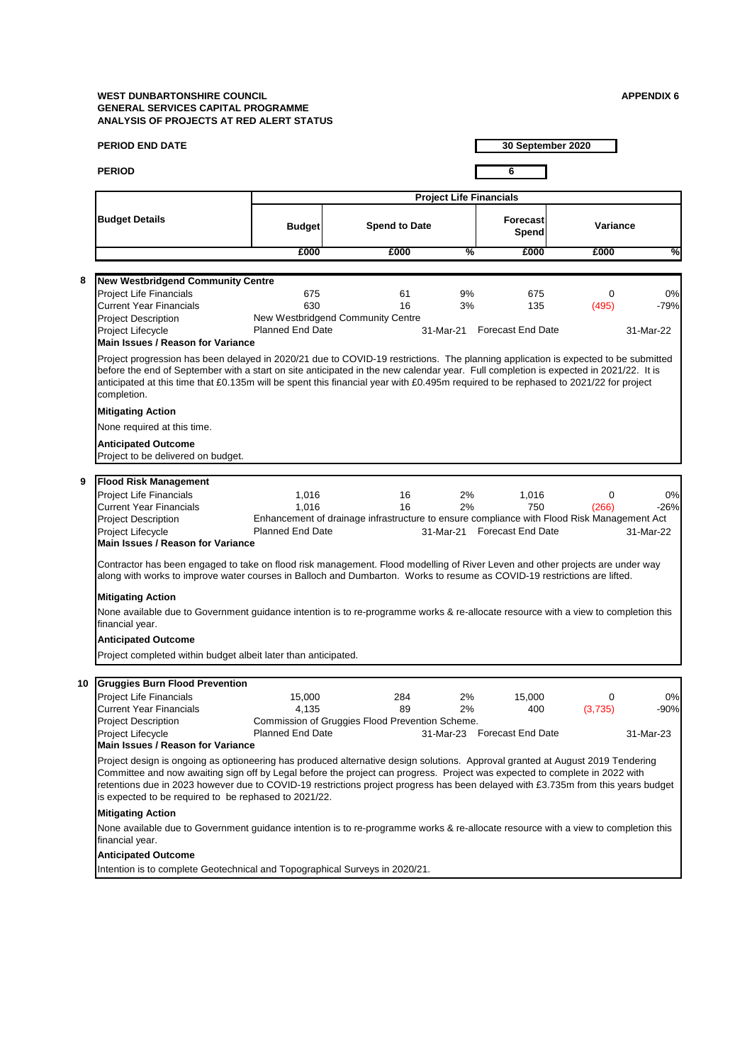**WEST DUNBARTONSHIRE COUNCIL**
**GENERAL SERVICES CAPITAL PROGRAMME**
**ANALYSIS OF PROJECTS AT RED ALERT STATUS**

**APPENDIX 6**

**PERIOD END DATE** — **30 September 2020**

**PERIOD** — **6**

| | **Budget Details** | **Project Life Financials** | | | | | |
|---|---|---|---|---|---|---|---|
| | | **Budget** | **Spend to Date** | | **Forecast Spend** | **Variance** | |
| | | **£000** | **£000** | **%** | **£000** | **£000** | **%** |
| **8** | **New Westbridgend Community Centre** | | | | | | |
| | Project Life Financials | 675 | 61 | 9% | 675 | 0 | 0% |
| | Current Year Financials | 630 | 16 | 3% | 135 | (495) | -79% |
| | Project Description | New Westbridgend Community Centre | | | | | |
| | Project Lifecycle | Planned End Date | | 31-Mar-21 | Forecast End Date | | 31-Mar-22 |

**Main Issues / Reason for Variance**

Project progression has been delayed in 2020/21 due to COVID-19 restrictions. The planning application is expected to be submitted before the end of September with a start on site anticipated in the new calendar year. Full completion is expected in 2021/22. It is anticipated at this time that £0.135m will be spent this financial year with £0.495m required to be rephased to 2021/22 for project completion.

**Mitigating Action**

None required at this time.

**Anticipated Outcome**

Project to be delivered on budget.

| | **Budget Details** | **Budget** | **Spend to Date** | **%** | **Forecast Spend** | **Variance £000** | **Variance %** |
|---|---|---|---|---|---|---|---|
| **9** | **Flood Risk Management** | | | | | | |
| | Project Life Financials | 1,016 | 16 | 2% | 1,016 | 0 | 0% |
| | Current Year Financials | 1,016 | 16 | 2% | 750 | (266) | -26% |
| | Project Description | Enhancement of drainage infrastructure to ensure compliance with Flood Risk Management Act | | | | | |
| | Project Lifecycle | Planned End Date | | 31-Mar-21 | Forecast End Date | | 31-Mar-22 |

**Main Issues / Reason for Variance**

Contractor has been engaged to take on flood risk management. Flood modelling of River Leven and other projects are under way along with works to improve water courses in Balloch and Dumbarton. Works to resume as COVID-19 restrictions are lifted.

**Mitigating Action**

None available due to Government guidance intention is to re-programme works & re-allocate resource with a view to completion this financial year.

**Anticipated Outcome**

Project completed within budget albeit later than anticipated.

| | **Budget Details** | **Budget** | **Spend to Date** | **%** | **Forecast Spend** | **Variance £000** | **Variance %** |
|---|---|---|---|---|---|---|---|
| **10** | **Gruggies Burn Flood Prevention** | | | | | | |
| | Project Life Financials | 15,000 | 284 | 2% | 15,000 | 0 | 0% |
| | Current Year Financials | 4,135 | 89 | 2% | 400 | (3,735) | -90% |
| | Project Description | Commission of Gruggies Flood Prevention Scheme. | | | | | |
| | Project Lifecycle | Planned End Date | | 31-Mar-23 | Forecast End Date | | 31-Mar-23 |

**Main Issues / Reason for Variance**

Project design is ongoing as optioneering has produced alternative design solutions. Approval granted at August 2019 Tendering Committee and now awaiting sign off by Legal before the project can progress. Project was expected to complete in 2022 with retentions due in 2023 however due to COVID-19 restrictions project progress has been delayed with £3.735m from this years budget is expected to be required to be rephased to 2021/22.

**Mitigating Action**

None available due to Government guidance intention is to re-programme works & re-allocate resource with a view to completion this financial year.

**Anticipated Outcome**

Intention is to complete Geotechnical and Topographical Surveys in 2020/21.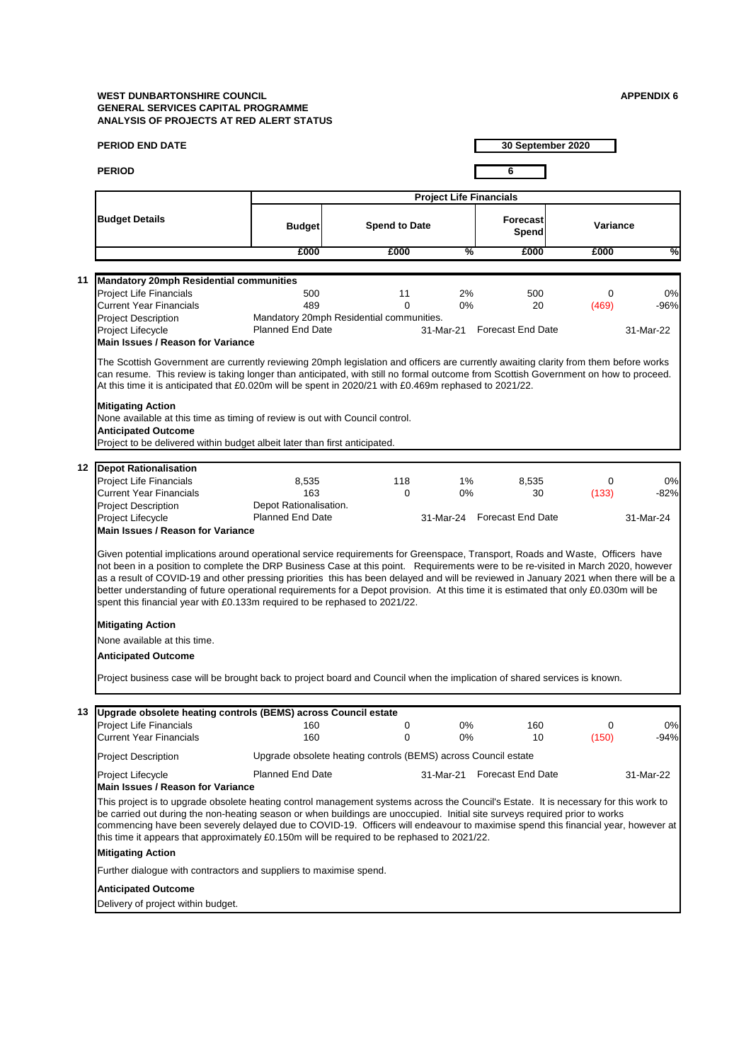**WEST DUNBARTONSHIRE COUNCIL**
**GENERAL SERVICES CAPITAL PROGRAMME**
**ANALYSIS OF PROJECTS AT RED ALERT STATUS**

**APPENDIX 6**

**PERIOD END DATE** 30 September 2020

**PERIOD** 6

| Budget Details | Project Life Financials | | | | | |
|---|---|---|---|---|---|---|
| | Budget | Spend to Date | | Forecast Spend | Variance | |
| | £000 | £000 | % | £000 | £000 | % |

## 11 Mandatory 20mph Residential communities

| | Budget | Spend to Date | % | Forecast Spend | Variance | % |
|---|---|---|---|---|---|---|
| Project Life Financials | 500 | 11 | 2% | 500 | 0 | 0% |
| Current Year Financials | 489 | 0 | 0% | 20 | (469) | -96% |

Project Description: Mandatory 20mph Residential communities.

Project Lifecycle: Planned End Date 31-Mar-21 Forecast End Date 31-Mar-22

**Main Issues / Reason for Variance**

The Scottish Government are currently reviewing 20mph legislation and officers are currently awaiting clarity from them before works can resume. This review is taking longer than anticipated, with still no formal outcome from Scottish Government on how to proceed. At this time it is anticipated that £0.020m will be spent in 2020/21 with £0.469m rephased to 2021/22.

**Mitigating Action**

None available at this time as timing of review is out with Council control.

**Anticipated Outcome**

Project to be delivered within budget albeit later than first anticipated.

## 12 Depot Rationalisation

| | Budget | Spend to Date | % | Forecast Spend | Variance | % |
|---|---|---|---|---|---|---|
| Project Life Financials | 8,535 | 118 | 1% | 8,535 | 0 | 0% |
| Current Year Financials | 163 | 0 | 0% | 30 | (133) | -82% |

Project Description: Depot Rationalisation.

Project Lifecycle: Planned End Date 31-Mar-24 Forecast End Date 31-Mar-24

**Main Issues / Reason for Variance**

Given potential implications around operational service requirements for Greenspace, Transport, Roads and Waste, Officers have not been in a position to complete the DRP Business Case at this point. Requirements were to be re-visited in March 2020, however as a result of COVID-19 and other pressing priorities this has been delayed and will be reviewed in January 2021 when there will be a better understanding of future operational requirements for a Depot provision. At this time it is estimated that only £0.030m will be spent this financial year with £0.133m required to be rephased to 2021/22.

**Mitigating Action**

None available at this time.

**Anticipated Outcome**

Project business case will be brought back to project board and Council when the implication of shared services is known.

## 13 Upgrade obsolete heating controls (BEMS) across Council estate

| | Budget | Spend to Date | % | Forecast Spend | Variance | % |
|---|---|---|---|---|---|---|
| Project Life Financials | 160 | 0 | 0% | 160 | 0 | 0% |
| Current Year Financials | 160 | 0 | 0% | 10 | (150) | -94% |

Project Description: Upgrade obsolete heating controls (BEMS) across Council estate

Project Lifecycle: Planned End Date 31-Mar-21 Forecast End Date 31-Mar-22

**Main Issues / Reason for Variance**

This project is to upgrade obsolete heating control management systems across the Council's Estate. It is necessary for this work to be carried out during the non-heating season or when buildings are unoccupied. Initial site surveys required prior to works commencing have been severely delayed due to COVID-19. Officers will endeavour to maximise spend this financial year, however at this time it appears that approximately £0.150m will be required to be rephased to 2021/22.

**Mitigating Action**

Further dialogue with contractors and suppliers to maximise spend.

**Anticipated Outcome**

Delivery of project within budget.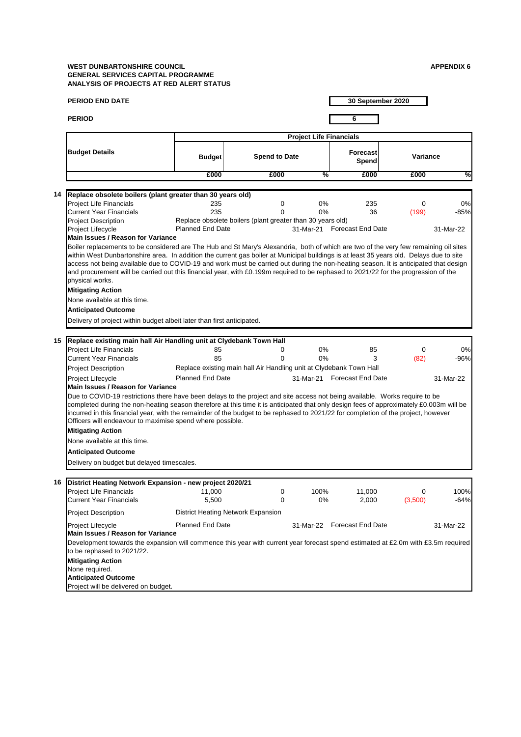**WEST DUNBARTONSHIRE COUNCIL**
**GENERAL SERVICES CAPITAL PROGRAMME**
**ANALYSIS OF PROJECTS AT RED ALERT STATUS**

**APPENDIX 6**

**PERIOD END DATE** 30 September 2020

**PERIOD** 6

| Budget Details | Project Life Financials | | | | | |
|---|---|---|---|---|---|---|
| | Budget | Spend to Date | | Forecast Spend | Variance | |
| | £000 | £000 | % | £000 | £000 | % |

**14 Replace obsolete boilers (plant greater than 30 years old)**

| | | | | | | |
|---|---|---|---|---|---|---|
| Project Life Financials | 235 | 0 | 0% | 235 | 0 | 0% |
| Current Year Financials | 235 | 0 | 0% | 36 | (199) | -85% |

Project Description: Replace obsolete boilers (plant greater than 30 years old)

Project Lifecycle: Planned End Date 31-Mar-21 Forecast End Date 31-Mar-22

**Main Issues / Reason for Variance**

Boiler replacements to be considered are The Hub and St Mary's Alexandria, both of which are two of the very few remaining oil sites within West Dunbartonshire area. In addition the current gas boiler at Municipal buildings is at least 35 years old. Delays due to site access not being available due to COVID-19 and work must be carried out during the non-heating season. It is anticipated that design and procurement will be carried out this financial year, with £0.199m required to be rephased to 2021/22 for the progression of the physical works.

**Mitigating Action**

None available at this time.

**Anticipated Outcome**

Delivery of project within budget albeit later than first anticipated.

**15 Replace existing main hall Air Handling unit at Clydebank Town Hall**

| | | | | | | |
|---|---|---|---|---|---|---|
| Project Life Financials | 85 | 0 | 0% | 85 | 0 | 0% |
| Current Year Financials | 85 | 0 | 0% | 3 | (82) | -96% |

Project Description: Replace existing main hall Air Handling unit at Clydebank Town Hall

Project Lifecycle: Planned End Date 31-Mar-21 Forecast End Date 31-Mar-22

**Main Issues / Reason for Variance**

Due to COVID-19 restrictions there have been delays to the project and site access not being available. Works require to be completed during the non-heating season therefore at this time it is anticipated that only design fees of approximately £0.003m will be incurred in this financial year, with the remainder of the budget to be rephased to 2021/22 for completion of the project, however Officers will endeavour to maximise spend where possible.

**Mitigating Action**

None available at this time.

**Anticipated Outcome**

Delivery on budget but delayed timescales.

**16 District Heating Network Expansion - new project 2020/21**

| | | | | | | |
|---|---|---|---|---|---|---|
| Project Life Financials | 11,000 | 0 | 100% | 11,000 | 0 | 100% |
| Current Year Financials | 5,500 | 0 | 0% | 2,000 | (3,500) | -64% |

Project Description: District Heating Network Expansion

Project Lifecycle: Planned End Date 31-Mar-22 Forecast End Date 31-Mar-22

**Main Issues / Reason for Variance**

Development towards the expansion will commence this year with current year forecast spend estimated at £2.0m with £3.5m required to be rephased to 2021/22.

**Mitigating Action**

None required.

**Anticipated Outcome**

Project will be delivered on budget.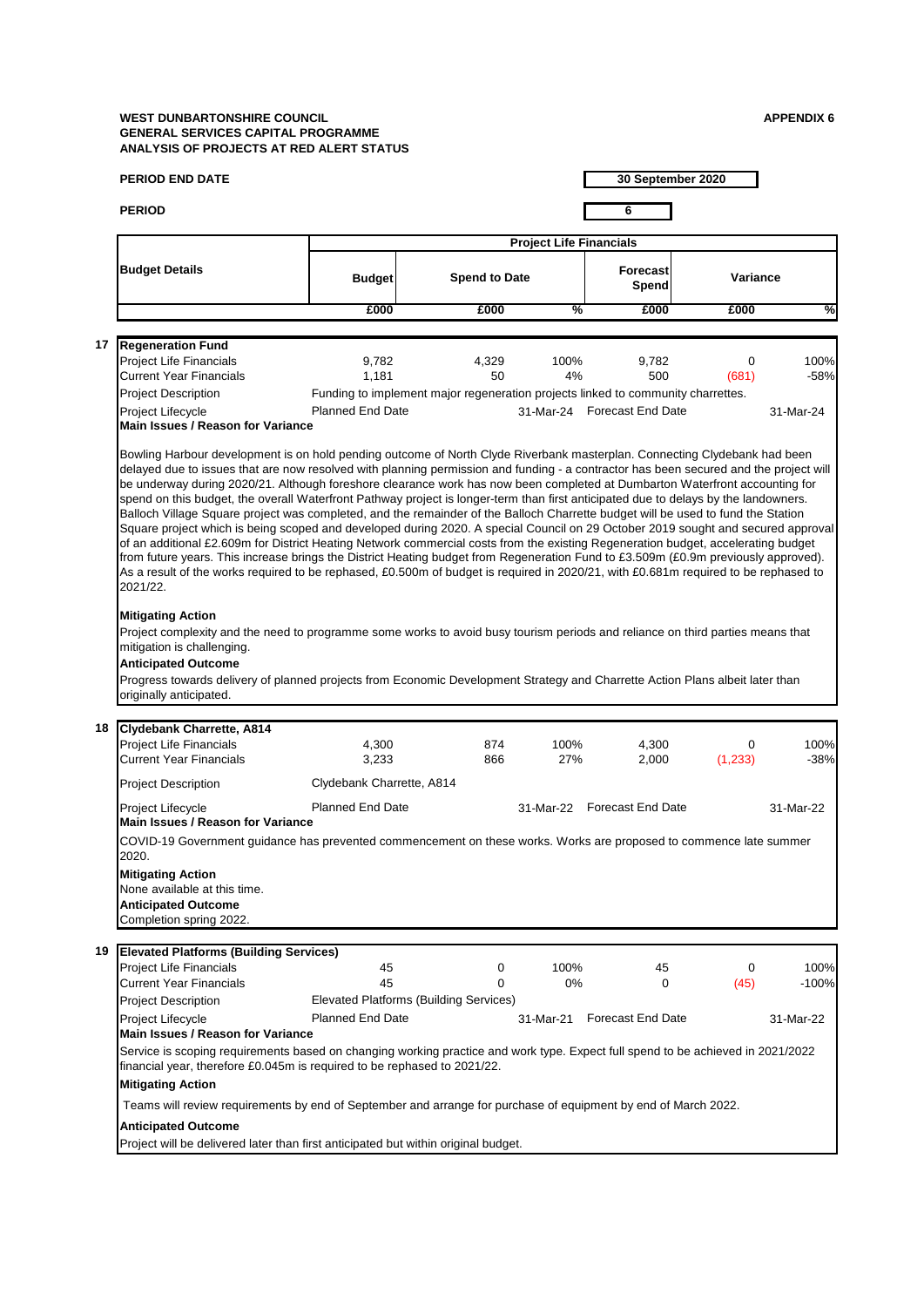**WEST DUNBARTONSHIRE COUNCIL**
**GENERAL SERVICES CAPITAL PROGRAMME**
**ANALYSIS OF PROJECTS AT RED ALERT STATUS**

**APPENDIX 6**

**PERIOD END DATE** 30 September 2020

**PERIOD** 6

| | Budget Details | Project Life Financials | | | | | |
|---|---|---|---|---|---|---|---|
| | | Budget | Spend to Date | | Forecast Spend | Variance | |
| | | £000 | £000 | % | £000 | £000 | % |
| **17** | **Regeneration Fund** | | | | | | |
| | Project Life Financials | 9,782 | 4,329 | 100% | 9,782 | 0 | 100% |
| | Current Year Financials | 1,181 | 50 | 4% | 500 | (681) | -58% |
| | Project Description | Funding to implement major regeneration projects linked to community charrettes. | | | | | |
| | Project Lifecycle | Planned End Date | | 31-Mar-24 | Forecast End Date | | 31-Mar-24 |

**Main Issues / Reason for Variance**

Bowling Harbour development is on hold pending outcome of North Clyde Riverbank masterplan. Connecting Clydebank had been delayed due to issues that are now resolved with planning permission and funding - a contractor has been secured and the project will be underway during 2020/21. Although foreshore clearance work has now been completed at Dumbarton Waterfront accounting for spend on this budget, the overall Waterfront Pathway project is longer-term than first anticipated due to delays by the landowners. Balloch Village Square project was completed, and the remainder of the Balloch Charrette budget will be used to fund the Station Square project which is being scoped and developed during 2020. A special Council on 29 October 2019 sought and secured approval of an additional £2.609m for District Heating Network commercial costs from the existing Regeneration budget, accelerating budget from future years. This increase brings the District Heating budget from Regeneration Fund to £3.509m (£0.9m previously approved). As a result of the works required to be rephased, £0.500m of budget is required in 2020/21, with £0.681m required to be rephased to 2021/22.

**Mitigating Action**

Project complexity and the need to programme some works to avoid busy tourism periods and reliance on third parties means that mitigation is challenging.

**Anticipated Outcome**

Progress towards delivery of planned projects from Economic Development Strategy and Charrette Action Plans albeit later than originally anticipated.

| | Budget Details | Budget | Spend to Date | % | Forecast Spend | Variance £000 | Variance % |
|---|---|---|---|---|---|---|---|
| **18** | **Clydebank Charrette, A814** | | | | | | |
| | Project Life Financials | 4,300 | 874 | 100% | 4,300 | 0 | 100% |
| | Current Year Financials | 3,233 | 866 | 27% | 2,000 | (1,233) | -38% |
| | Project Description | Clydebank Charrette, A814 | | | | | |
| | Project Lifecycle | Planned End Date | | 31-Mar-22 | Forecast End Date | | 31-Mar-22 |

**Main Issues / Reason for Variance**

COVID-19 Government guidance has prevented commencement on these works. Works are proposed to commence late summer 2020.

**Mitigating Action**

None available at this time.

**Anticipated Outcome**

Completion spring 2022.

| | Budget Details | Budget | Spend to Date | % | Forecast Spend | Variance £000 | Variance % |
|---|---|---|---|---|---|---|---|
| **19** | **Elevated Platforms (Building Services)** | | | | | | |
| | Project Life Financials | 45 | 0 | 100% | 45 | 0 | 100% |
| | Current Year Financials | 45 | 0 | 0% | 0 | (45) | -100% |
| | Project Description | Elevated Platforms (Building Services) | | | | | |
| | Project Lifecycle | Planned End Date | | 31-Mar-21 | Forecast End Date | | 31-Mar-22 |

**Main Issues / Reason for Variance**

Service is scoping requirements based on changing working practice and work type. Expect full spend to be achieved in 2021/2022 financial year, therefore £0.045m is required to be rephased to 2021/22.

**Mitigating Action**

Teams will review requirements by end of September and arrange for purchase of equipment by end of March 2022.

**Anticipated Outcome**

Project will be delivered later than first anticipated but within original budget.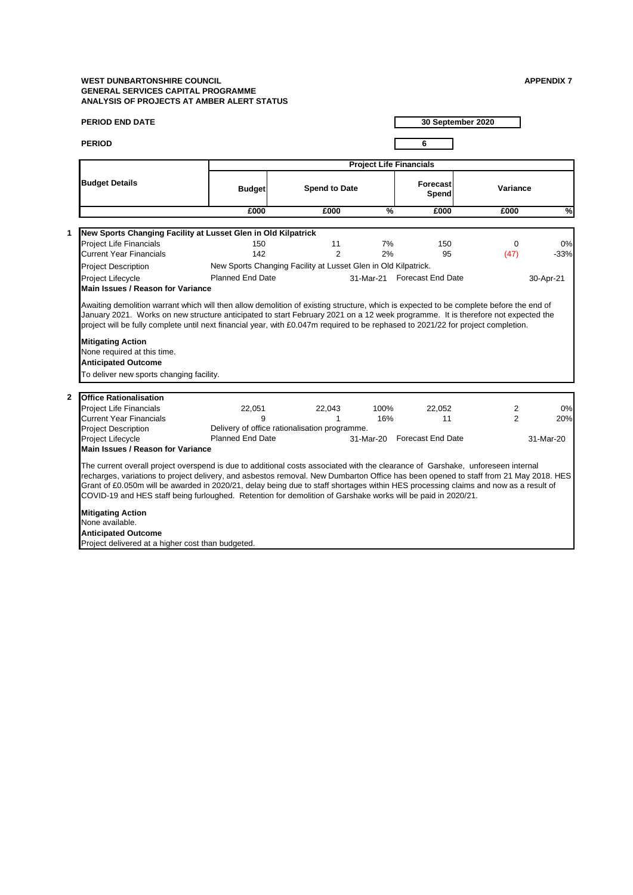**WEST DUNBARTONSHIRE COUNCIL**
**GENERAL SERVICES CAPITAL PROGRAMME**
**ANALYSIS OF PROJECTS AT AMBER ALERT STATUS**

**APPENDIX 7**

**PERIOD END DATE** 30 September 2020

**PERIOD** 6

| Budget Details | Project Life Financials | | | | | |
|---|---|---|---|---|---|---|
| | Budget | Spend to Date | | Forecast Spend | Variance | |
| | £000 | £000 | % | £000 | £000 | % |

**1 New Sports Changing Facility at Lusset Glen in Old Kilpatrick**

| | Budget | Spend to Date | % | Forecast Spend | Variance | % |
|---|---|---|---|---|---|---|
| Project Life Financials | 150 | 11 | 7% | 150 | 0 | 0% |
| Current Year Financials | 142 | 2 | 2% | 95 | (47) | -33% |

Project Description: New Sports Changing Facility at Lusset Glen in Old Kilpatrick.

Project Lifecycle: Planned End Date 31-Mar-21 Forecast End Date 30-Apr-21

**Main Issues / Reason for Variance**

Awaiting demolition warrant which will then allow demolition of existing structure, which is expected to be complete before the end of January 2021. Works on new structure anticipated to start February 2021 on a 12 week programme. It is therefore not expected the project will be fully complete until next financial year, with £0.047m required to be rephased to 2021/22 for project completion.

**Mitigating Action**
None required at this time.

**Anticipated Outcome**
To deliver new sports changing facility.

**2 Office Rationalisation**

| | Budget | Spend to Date | % | Forecast Spend | Variance | % |
|---|---|---|---|---|---|---|
| Project Life Financials | 22,051 | 22,043 | 100% | 22,052 | 2 | 0% |
| Current Year Financials | 9 | 1 | 16% | 11 | 2 | 20% |

Project Description: Delivery of office rationalisation programme.

Project Lifecycle: Planned End Date 31-Mar-20 Forecast End Date 31-Mar-20

**Main Issues / Reason for Variance**

The current overall project overspend is due to additional costs associated with the clearance of Garshake, unforeseen internal recharges, variations to project delivery, and asbestos removal. New Dumbarton Office has been opened to staff from 21 May 2018. HES Grant of £0.050m will be awarded in 2020/21, delay being due to staff shortages within HES processing claims and now as a result of COVID-19 and HES staff being furloughed. Retention for demolition of Garshake works will be paid in 2020/21.

**Mitigating Action**
None available.

**Anticipated Outcome**
Project delivered at a higher cost than budgeted.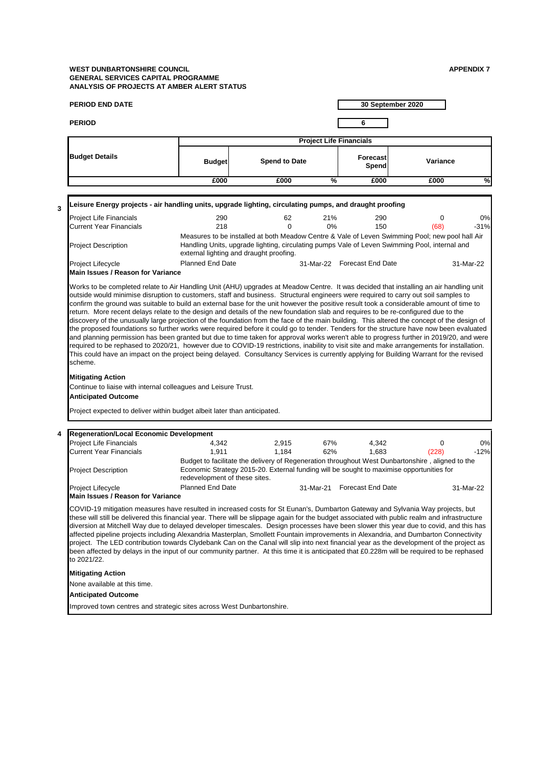**WEST DUNBARTONSHIRE COUNCIL**
**GENERAL SERVICES CAPITAL PROGRAMME**
**ANALYSIS OF PROJECTS AT AMBER ALERT STATUS**

**APPENDIX 7**

**PERIOD END DATE** 30 September 2020

**PERIOD** 6

| Budget Details | Project Life Financials | | | | | |
|---|---|---|---|---|---|---|
| | Budget | Spend to Date | | Forecast Spend | Variance | |
| | £000 | £000 | % | £000 | £000 | % |

**3 Leisure Energy projects - air handling units, upgrade lighting, circulating pumps, and draught proofing**

| | | | | | | |
|---|---|---|---|---|---|---|
| Project Life Financials | 290 | 62 | 21% | 290 | 0 | 0% |
| Current Year Financials | 218 | 0 | 0% | 150 | (68) | -31% |

**Project Description:** Measures to be installed at both Meadow Centre & Vale of Leven Swimming Pool; new pool hall Air Handling Units, upgrade lighting, circulating pumps Vale of Leven Swimming Pool, internal and external lighting and draught proofing.

**Project Lifecycle:** Planned End Date 31-Mar-22 Forecast End Date 31-Mar-22

**Main Issues / Reason for Variance**

Works to be completed relate to Air Handling Unit (AHU) upgrades at Meadow Centre. It was decided that installing an air handling unit outside would minimise disruption to customers, staff and business. Structural engineers were required to carry out soil samples to confirm the ground was suitable to build an external base for the unit however the positive result took a considerable amount of time to return. More recent delays relate to the design and details of the new foundation slab and requires to be re-configured due to the discovery of the unusually large projection of the foundation from the face of the main building. This altered the concept of the design of the proposed foundations so further works were required before it could go to tender. Tenders for the structure have now been evaluated and planning permission has been granted but due to time taken for approval works weren't able to progress further in 2019/20, and were required to be rephased to 2020/21, however due to COVID-19 restrictions, inability to visit site and make arrangements for installation. This could have an impact on the project being delayed. Consultancy Services is currently applying for Building Warrant for the revised scheme.

**Mitigating Action**

Continue to liaise with internal colleagues and Leisure Trust.

**Anticipated Outcome**

Project expected to deliver within budget albeit later than anticipated.

**4 Regeneration/Local Economic Development**

| | | | | | | |
|---|---|---|---|---|---|---|
| Project Life Financials | 4,342 | 2,915 | 67% | 4,342 | 0 | 0% |
| Current Year Financials | 1,911 | 1,184 | 62% | 1,683 | (228) | -12% |

**Project Description:** Budget to facilitate the delivery of Regeneration throughout West Dunbartonshire , aligned to the Economic Strategy 2015-20. External funding will be sought to maximise opportunities for redevelopment of these sites.

**Project Lifecycle:** Planned End Date 31-Mar-21 Forecast End Date 31-Mar-22

**Main Issues / Reason for Variance**

COVID-19 mitigation measures have resulted in increased costs for St Eunan's, Dumbarton Gateway and Sylvania Way projects, but these will still be delivered this financial year. There will be slippage again for the budget associated with public realm and infrastructure diversion at Mitchell Way due to delayed developer timescales. Design processes have been slower this year due to covid, and this has affected pipeline projects including Alexandria Masterplan, Smollett Fountain improvements in Alexandria, and Dumbarton Connectivity project. The LED contribution towards Clydebank Can on the Canal will slip into next financial year as the development of the project as been affected by delays in the input of our community partner. At this time it is anticipated that £0.228m will be required to be rephased to 2021/22.

**Mitigating Action**

None available at this time.

**Anticipated Outcome**

Improved town centres and strategic sites across West Dunbartonshire.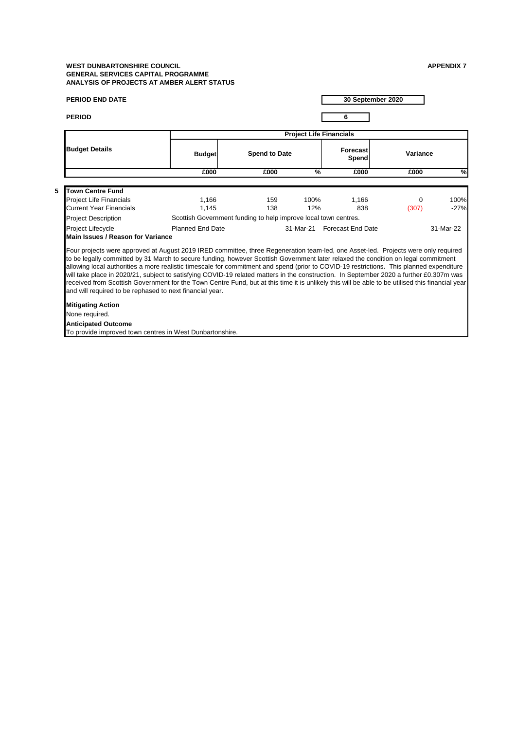**WEST DUNBARTONSHIRE COUNCIL**
**GENERAL SERVICES CAPITAL PROGRAMME**
**ANALYSIS OF PROJECTS AT AMBER ALERT STATUS**

**APPENDIX 7**

**PERIOD END DATE** 30 September 2020

**PERIOD** 6

| Budget Details | Project Life Financials | | | | | |
|---|---|---|---|---|---|---|
| | Budget | Spend to Date | | Forecast Spend | Variance | |
| | £000 | £000 | % | £000 | £000 | % |
| **5 Town Centre Fund** | | | | | | |
| Project Life Financials | 1,166 | 159 | 100% | 1,166 | 0 | 100% |
| Current Year Financials | 1,145 | 138 | 12% | 838 | (307) | -27% |

Project Description: Scottish Government funding to help improve local town centres.

Project Lifecycle: Planned End Date 31-Mar-21 Forecast End Date 31-Mar-22

**Main Issues / Reason for Variance**

Four projects were approved at August 2019 IRED committee, three Regeneration team-led, one Asset-led. Projects were only required to be legally committed by 31 March to secure funding, however Scottish Government later relaxed the condition on legal commitment allowing local authorities a more realistic timescale for commitment and spend (prior to COVID-19 restrictions. This planned expenditure will take place in 2020/21, subject to satisfying COVID-19 related matters in the construction. In September 2020 a further £0.307m was received from Scottish Government for the Town Centre Fund, but at this time it is unlikely this will be able to be utilised this financial year and will required to be rephased to next financial year.

**Mitigating Action**

None required.

**Anticipated Outcome**

To provide improved town centres in West Dunbartonshire.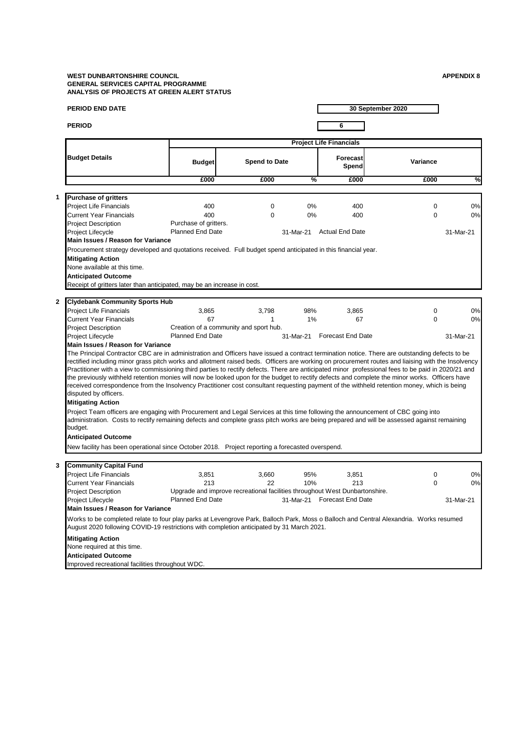**WEST DUNBARTONSHIRE COUNCIL**
**GENERAL SERVICES CAPITAL PROGRAMME**
**ANALYSIS OF PROJECTS AT GREEN ALERT STATUS**

**APPENDIX 8**

**PERIOD END DATE** 30 September 2020

**PERIOD** 6

| Budget Details | Project Life Financials | | | | | |
|---|---|---|---|---|---|---|
| | Budget | Spend to Date | | Forecast Spend | Variance | |
| | £000 | £000 | % | £000 | £000 | % |

**1 Purchase of gritters**

| | | | | | | |
|---|---|---|---|---|---|---|
| Project Life Financials | 400 | 0 | 0% | 400 | 0 | 0% |
| Current Year Financials | 400 | 0 | 0% | 400 | 0 | 0% |
| Project Description | Purchase of gritters. | | | | | |
| Project Lifecycle | Planned End Date | | 31-Mar-21 | Actual End Date | | 31-Mar-21 |

**Main Issues / Reason for Variance**

Procurement strategy developed and quotations received. Full budget spend anticipated in this financial year.

**Mitigating Action**

None available at this time.

**Anticipated Outcome**

Receipt of gritters later than anticipated, may be an increase in cost.

**2 Clydebank Community Sports Hub**

| | | | | | | |
|---|---|---|---|---|---|---|
| Project Life Financials | 3,865 | 3,798 | 98% | 3,865 | 0 | 0% |
| Current Year Financials | 67 | 1 | 1% | 67 | 0 | 0% |
| Project Description | Creation of a community and sport hub. | | | | | |
| Project Lifecycle | Planned End Date | | 31-Mar-21 | Forecast End Date | | 31-Mar-21 |

**Main Issues / Reason for Variance**

The Principal Contractor CBC are in administration and Officers have issued a contract termination notice. There are outstanding defects to be rectified including minor grass pitch works and allotment raised beds. Officers are working on procurement routes and liaising with the Insolvency Practitioner with a view to commissioning third parties to rectify defects. There are anticipated minor professional fees to be paid in 2020/21 and the previously withheld retention monies will now be looked upon for the budget to rectify defects and complete the minor works. Officers have received correspondence from the Insolvency Practitioner cost consultant requesting payment of the withheld retention money, which is being disputed by officers.

**Mitigating Action**

Project Team officers are engaging with Procurement and Legal Services at this time following the announcement of CBC going into administration. Costs to rectify remaining defects and complete grass pitch works are being prepared and will be assessed against remaining budget.

**Anticipated Outcome**

New facility has been operational since October 2018. Project reporting a forecasted overspend.

**3 Community Capital Fund**

| | | | | | | |
|---|---|---|---|---|---|---|
| Project Life Financials | 3,851 | 3,660 | 95% | 3,851 | 0 | 0% |
| Current Year Financials | 213 | 22 | 10% | 213 | 0 | 0% |
| Project Description | Upgrade and improve recreational facilities throughout West Dunbartonshire. | | | | | |
| Project Lifecycle | Planned End Date | | 31-Mar-21 | Forecast End Date | | 31-Mar-21 |

**Main Issues / Reason for Variance**

Works to be completed relate to four play parks at Levengrove Park, Balloch Park, Moss o Balloch and Central Alexandria. Works resumed August 2020 following COVID-19 restrictions with completion anticipated by 31 March 2021.

**Mitigating Action**

None required at this time.

**Anticipated Outcome**

Improved recreational facilities throughout WDC.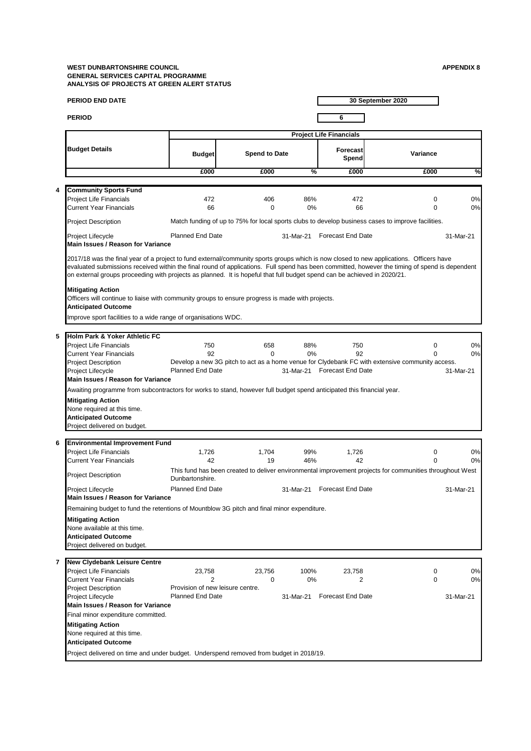**WEST DUNBARTONSHIRE COUNCIL**
**GENERAL SERVICES CAPITAL PROGRAMME**
**ANALYSIS OF PROJECTS AT GREEN ALERT STATUS**

**APPENDIX 8**

**PERIOD END DATE** — **30 September 2020**

**PERIOD** — **6**

| | Budget Details | Project Life Financials | | | | | |
|---|---|---|---|---|---|---|---|
| | | Budget | Spend to Date | | Forecast Spend | Variance | |
| | | £000 | £000 | % | £000 | £000 | % |
| **4** | **Community Sports Fund** | | | | | | |
| | Project Life Financials | 472 | 406 | 86% | 472 | 0 | 0% |
| | Current Year Financials | 66 | 0 | 0% | 66 | 0 | 0% |
| | Project Description | Match funding of up to 75% for local sports clubs to develop business cases to improve facilities. | | | | | |
| | Project Lifecycle | Planned End Date | | 31-Mar-21 | Forecast End Date | | 31-Mar-21 |
| **5** | **Holm Park & Yoker Athletic FC** | | | | | | |
| | Project Life Financials | 750 | 658 | 88% | 750 | 0 | 0% |
| | Current Year Financials | 92 | 0 | 0% | 92 | 0 | 0% |
| | Project Description | Develop a new 3G pitch to act as a home venue for Clydebank FC with extensive community access. | | | | | |
| | Project Lifecycle | Planned End Date | | 31-Mar-21 | Forecast End Date | | 31-Mar-21 |
| **6** | **Environmental Improvement Fund** | | | | | | |
| | Project Life Financials | 1,726 | 1,704 | 99% | 1,726 | 0 | 0% |
| | Current Year Financials | 42 | 19 | 46% | 42 | 0 | 0% |
| | Project Description | This fund has been created to deliver environmental improvement projects for communities throughout West Dunbartonshire. | | | | | |
| | Project Lifecycle | Planned End Date | | 31-Mar-21 | Forecast End Date | | 31-Mar-21 |
| **7** | **New Clydebank Leisure Centre** | | | | | | |
| | Project Life Financials | 23,758 | 23,756 | 100% | 23,758 | 0 | 0% |
| | Current Year Financials | 2 | 0 | 0% | 2 | 0 | 0% |
| | Project Description | Provision of new leisure centre. | | | | | |
| | Project Lifecycle | Planned End Date | | 31-Mar-21 | Forecast End Date | | 31-Mar-21 |

### 4 Community Sports Fund

**Main Issues / Reason for Variance**

2017/18 was the final year of a project to fund external/community sports groups which is now closed to new applications. Officers have evaluated submissions received within the final round of applications. Full spend has been committed, however the timing of spend is dependent on external groups proceeding with projects as planned. It is hopeful that full budget spend can be achieved in 2020/21.

**Mitigating Action**

Officers will continue to liaise with community groups to ensure progress is made with projects.

**Anticipated Outcome**

Improve sport facilities to a wide range of organisations WDC.

### 5 Holm Park & Yoker Athletic FC

**Main Issues / Reason for Variance**

Awaiting programme from subcontractors for works to stand, however full budget spend anticipated this financial year.

**Mitigating Action**

None required at this time.

**Anticipated Outcome**

Project delivered on budget.

### 6 Environmental Improvement Fund

**Main Issues / Reason for Variance**

Remaining budget to fund the retentions of Mountblow 3G pitch and final minor expenditure.

**Mitigating Action**

None available at this time.

**Anticipated Outcome**

Project delivered on budget.

### 7 New Clydebank Leisure Centre

**Main Issues / Reason for Variance**

Final minor expenditure committed.

**Mitigating Action**

None required at this time.

**Anticipated Outcome**

Project delivered on time and under budget. Underspend removed from budget in 2018/19.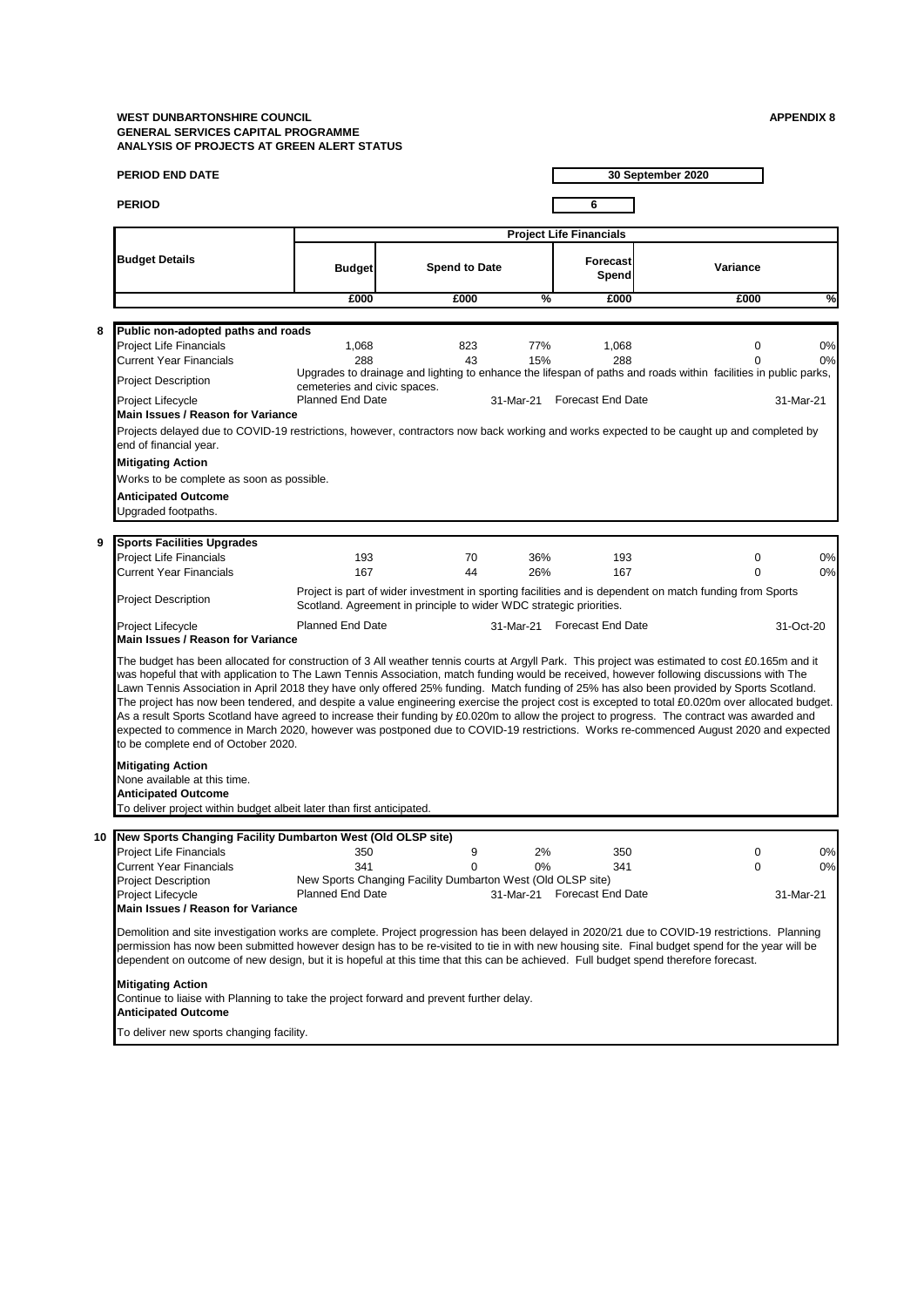**WEST DUNBARTONSHIRE COUNCIL**
**GENERAL SERVICES CAPITAL PROGRAMME**
**ANALYSIS OF PROJECTS AT GREEN ALERT STATUS**

**APPENDIX 8**

**PERIOD END DATE** — **30 September 2020**

**PERIOD** — **6**

| Budget Details | Project Life Financials | | | | | |
|---|---|---|---|---|---|---|
| | Budget | Spend to Date | | Forecast Spend | Variance | |
| | £000 | £000 | % | £000 | £000 | % |

## 8 Public non-adopted paths and roads

| | Budget £000 | Spend to Date £000 | % | Forecast Spend £000 | Variance £000 | % |
|---|---|---|---|---|---|---|
| Project Life Financials | 1,068 | 823 | 77% | 1,068 | 0 | 0% |
| Current Year Financials | 288 | 43 | 15% | 288 | 0 | 0% |

**Project Description:** Upgrades to drainage and lighting to enhance the lifespan of paths and roads within facilities in public parks, cemeteries and civic spaces.

**Project Lifecycle:** Planned End Date 31-Mar-21 — Forecast End Date 31-Mar-21

**Main Issues / Reason for Variance**

Projects delayed due to COVID-19 restrictions, however, contractors now back working and works expected to be caught up and completed by end of financial year.

**Mitigating Action**

Works to be complete as soon as possible.

**Anticipated Outcome**

Upgraded footpaths.

## 9 Sports Facilities Upgrades

| | Budget £000 | Spend to Date £000 | % | Forecast Spend £000 | Variance £000 | % |
|---|---|---|---|---|---|---|
| Project Life Financials | 193 | 70 | 36% | 193 | 0 | 0% |
| Current Year Financials | 167 | 44 | 26% | 167 | 0 | 0% |

**Project Description:** Project is part of wider investment in sporting facilities and is dependent on match funding from Sports Scotland. Agreement in principle to wider WDC strategic priorities.

**Project Lifecycle:** Planned End Date 31-Mar-21 — Forecast End Date 31-Oct-20

**Main Issues / Reason for Variance**

The budget has been allocated for construction of 3 All weather tennis courts at Argyll Park. This project was estimated to cost £0.165m and it was hopeful that with application to The Lawn Tennis Association, match funding would be received, however following discussions with The Lawn Tennis Association in April 2018 they have only offered 25% funding. Match funding of 25% has also been provided by Sports Scotland. The project has now been tendered, and despite a value engineering exercise the project cost is excepted to total £0.020m over allocated budget. As a result Sports Scotland have agreed to increase their funding by £0.020m to allow the project to progress. The contract was awarded and expected to commence in March 2020, however was postponed due to COVID-19 restrictions. Works re-commenced August 2020 and expected to be complete end of October 2020.

**Mitigating Action**

None available at this time.

**Anticipated Outcome**

To deliver project within budget albeit later than first anticipated.

## 10 New Sports Changing Facility Dumbarton West (Old OLSP site)

| | Budget £000 | Spend to Date £000 | % | Forecast Spend £000 | Variance £000 | % |
|---|---|---|---|---|---|---|
| Project Life Financials | 350 | 9 | 2% | 350 | 0 | 0% |
| Current Year Financials | 341 | 0 | 0% | 341 | 0 | 0% |

**Project Description:** New Sports Changing Facility Dumbarton West (Old OLSP site)

**Project Lifecycle:** Planned End Date 31-Mar-21 — Forecast End Date 31-Mar-21

**Main Issues / Reason for Variance**

Demolition and site investigation works are complete. Project progression has been delayed in 2020/21 due to COVID-19 restrictions. Planning permission has now been submitted however design has to be re-visited to tie in with new housing site. Final budget spend for the year will be dependent on outcome of new design, but it is hopeful at this time that this can be achieved. Full budget spend therefore forecast.

**Mitigating Action**

Continue to liaise with Planning to take the project forward and prevent further delay.

**Anticipated Outcome**

To deliver new sports changing facility.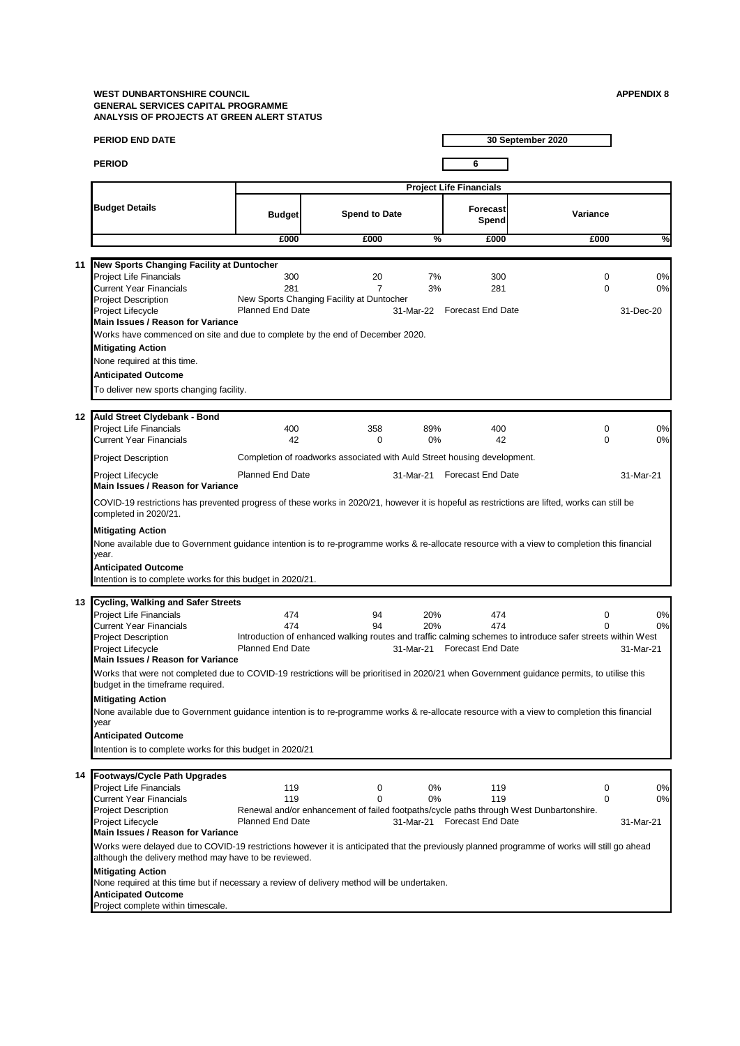**WEST DUNBARTONSHIRE COUNCIL**
**GENERAL SERVICES CAPITAL PROGRAMME**
**ANALYSIS OF PROJECTS AT GREEN ALERT STATUS**

**APPENDIX 8**

**PERIOD END DATE** 30 September 2020

**PERIOD** 6

| | Budget Details | Project Life Financials | | | | | |
|---|---|---|---|---|---|---|---|
| | | Budget | Spend to Date | | Forecast Spend | Variance | |
| | | £000 | £000 | % | £000 | £000 | % |
| **11** | **New Sports Changing Facility at Duntocher** | | | | | | |
| | Project Life Financials | 300 | 20 | 7% | 300 | 0 | 0% |
| | Current Year Financials | 281 | 7 | 3% | 281 | 0 | 0% |
| | Project Description | New Sports Changing Facility at Duntocher | | | | | |
| | Project Lifecycle | Planned End Date | | 31-Mar-22 | Forecast End Date | | 31-Dec-20 |

**Main Issues / Reason for Variance**

Works have commenced on site and due to complete by the end of December 2020.

**Mitigating Action**

None required at this time.

**Anticipated Outcome**

To deliver new sports changing facility.

| | Budget Details | Budget | Spend to Date | % | Forecast Spend | Variance £000 | Variance % |
|---|---|---|---|---|---|---|---|
| **12** | **Auld Street Clydebank - Bond** | | | | | | |
| | Project Life Financials | 400 | 358 | 89% | 400 | 0 | 0% |
| | Current Year Financials | 42 | 0 | 0% | 42 | 0 | 0% |
| | Project Description | Completion of roadworks associated with Auld Street housing development. | | | | | |
| | Project Lifecycle | Planned End Date | | 31-Mar-21 | Forecast End Date | | 31-Mar-21 |

**Main Issues / Reason for Variance**

COVID-19 restrictions has prevented progress of these works in 2020/21, however it is hopeful as restrictions are lifted, works can still be completed in 2020/21.

**Mitigating Action**

None available due to Government guidance intention is to re-programme works & re-allocate resource with a view to completion this financial year.

**Anticipated Outcome**

Intention is to complete works for this budget in 2020/21.

| | Budget Details | Budget | Spend to Date | % | Forecast Spend | Variance £000 | Variance % |
|---|---|---|---|---|---|---|---|
| **13** | **Cycling, Walking and Safer Streets** | | | | | | |
| | Project Life Financials | 474 | 94 | 20% | 474 | 0 | 0% |
| | Current Year Financials | 474 | 94 | 20% | 474 | 0 | 0% |
| | Project Description | Introduction of enhanced walking routes and traffic calming schemes to introduce safer streets within West | | | | | |
| | Project Lifecycle | Planned End Date | | 31-Mar-21 | Forecast End Date | | 31-Mar-21 |

**Main Issues / Reason for Variance**

Works that were not completed due to COVID-19 restrictions will be prioritised in 2020/21 when Government guidance permits, to utilise this budget in the timeframe required.

**Mitigating Action**

None available due to Government guidance intention is to re-programme works & re-allocate resource with a view to completion this financial year

**Anticipated Outcome**

Intention is to complete works for this budget in 2020/21

| | Budget Details | Budget | Spend to Date | % | Forecast Spend | Variance £000 | Variance % |
|---|---|---|---|---|---|---|---|
| **14** | **Footways/Cycle Path Upgrades** | | | | | | |
| | Project Life Financials | 119 | 0 | 0% | 119 | 0 | 0% |
| | Current Year Financials | 119 | 0 | 0% | 119 | 0 | 0% |
| | Project Description | Renewal and/or enhancement of failed footpaths/cycle paths through West Dunbartonshire. | | | | | |
| | Project Lifecycle | Planned End Date | | 31-Mar-21 | Forecast End Date | | 31-Mar-21 |

**Main Issues / Reason for Variance**

Works were delayed due to COVID-19 restrictions however it is anticipated that the previously planned programme of works will still go ahead although the delivery method may have to be reviewed.

**Mitigating Action**

None required at this time but if necessary a review of delivery method will be undertaken.

**Anticipated Outcome**

Project complete within timescale.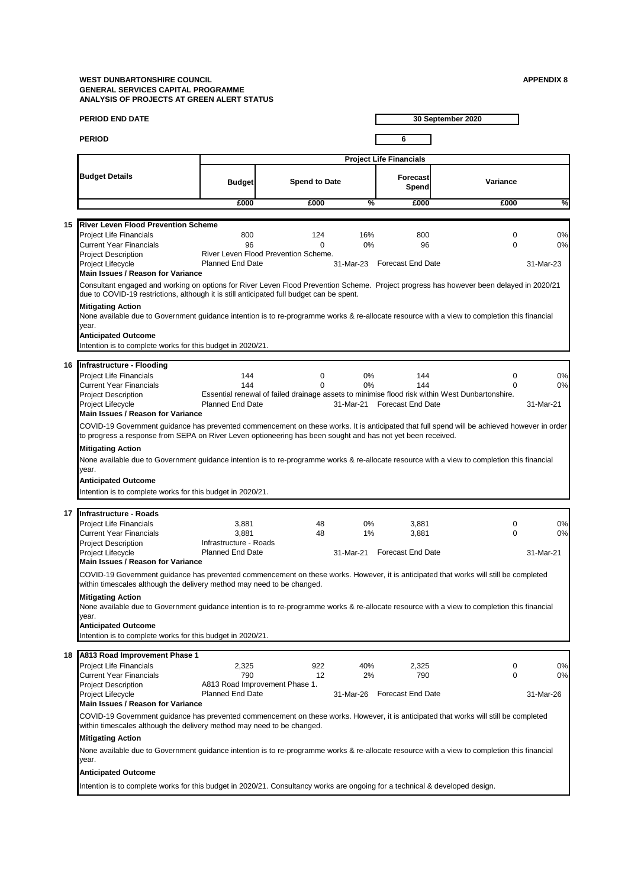**WEST DUNBARTONSHIRE COUNCIL**
**GENERAL SERVICES CAPITAL PROGRAMME**
**ANALYSIS OF PROJECTS AT GREEN ALERT STATUS**

**APPENDIX 8**

**PERIOD END DATE** 30 September 2020

**PERIOD** 6

| | Budget Details | Project Life Financials | | | | | |
|---|---|---|---|---|---|---|---|
| | | Budget | Spend to Date | | Forecast Spend | Variance | |
| | | £000 | £000 | % | £000 | £000 | % |
| **15** | **River Leven Flood Prevention Scheme** | | | | | | |
| | Project Life Financials | 800 | 124 | 16% | 800 | 0 | 0% |
| | Current Year Financials | 96 | 0 | 0% | 96 | 0 | 0% |
| | Project Description | River Leven Flood Prevention Scheme. | | | | | |
| | Project Lifecycle | Planned End Date | | 31-Mar-23 | Forecast End Date | | 31-Mar-23 |

**Main Issues / Reason for Variance**

Consultant engaged and working on options for River Leven Flood Prevention Scheme. Project progress has however been delayed in 2020/21 due to COVID-19 restrictions, although it is still anticipated full budget can be spent.

**Mitigating Action**

None available due to Government guidance intention is to re-programme works & re-allocate resource with a view to completion this financial year.

**Anticipated Outcome**

Intention is to complete works for this budget in 2020/21.

| | Budget Details | Budget | Spend to Date | % | Forecast Spend | Variance | % |
|---|---|---|---|---|---|---|---|
| **16** | **Infrastructure - Flooding** | | | | | | |
| | Project Life Financials | 144 | 0 | 0% | 144 | 0 | 0% |
| | Current Year Financials | 144 | 0 | 0% | 144 | 0 | 0% |
| | Project Description | Essential renewal of failed drainage assets to minimise flood risk within West Dunbartonshire. | | | | | |
| | Project Lifecycle | Planned End Date | | 31-Mar-21 | Forecast End Date | | 31-Mar-21 |

**Main Issues / Reason for Variance**

COVID-19 Government guidance has prevented commencement on these works. It is anticipated that full spend will be achieved however in order to progress a response from SEPA on River Leven optioneering has been sought and has not yet been received.

**Mitigating Action**

None available due to Government guidance intention is to re-programme works & re-allocate resource with a view to completion this financial year.

**Anticipated Outcome**

Intention is to complete works for this budget in 2020/21.

| | Budget Details | Budget | Spend to Date | % | Forecast Spend | Variance | % |
|---|---|---|---|---|---|---|---|
| **17** | **Infrastructure - Roads** | | | | | | |
| | Project Life Financials | 3,881 | 48 | 0% | 3,881 | 0 | 0% |
| | Current Year Financials | 3,881 | 48 | 1% | 3,881 | 0 | 0% |
| | Project Description | Infrastructure - Roads | | | | | |
| | Project Lifecycle | Planned End Date | | 31-Mar-21 | Forecast End Date | | 31-Mar-21 |

**Main Issues / Reason for Variance**

COVID-19 Government guidance has prevented commencement on these works. However, it is anticipated that works will still be completed within timescales although the delivery method may need to be changed.

**Mitigating Action**

None available due to Government guidance intention is to re-programme works & re-allocate resource with a view to completion this financial year.

**Anticipated Outcome**

Intention is to complete works for this budget in 2020/21.

| | Budget Details | Budget | Spend to Date | % | Forecast Spend | Variance | % |
|---|---|---|---|---|---|---|---|
| **18** | **A813 Road Improvement Phase 1** | | | | | | |
| | Project Life Financials | 2,325 | 922 | 40% | 2,325 | 0 | 0% |
| | Current Year Financials | 790 | 12 | 2% | 790 | 0 | 0% |
| | Project Description | A813 Road Improvement Phase 1. | | | | | |
| | Project Lifecycle | Planned End Date | | 31-Mar-26 | Forecast End Date | | 31-Mar-26 |

**Main Issues / Reason for Variance**

COVID-19 Government guidance has prevented commencement on these works. However, it is anticipated that works will still be completed within timescales although the delivery method may need to be changed.

**Mitigating Action**

None available due to Government guidance intention is to re-programme works & re-allocate resource with a view to completion this financial year.

**Anticipated Outcome**

Intention is to complete works for this budget in 2020/21. Consultancy works are ongoing for a technical & developed design.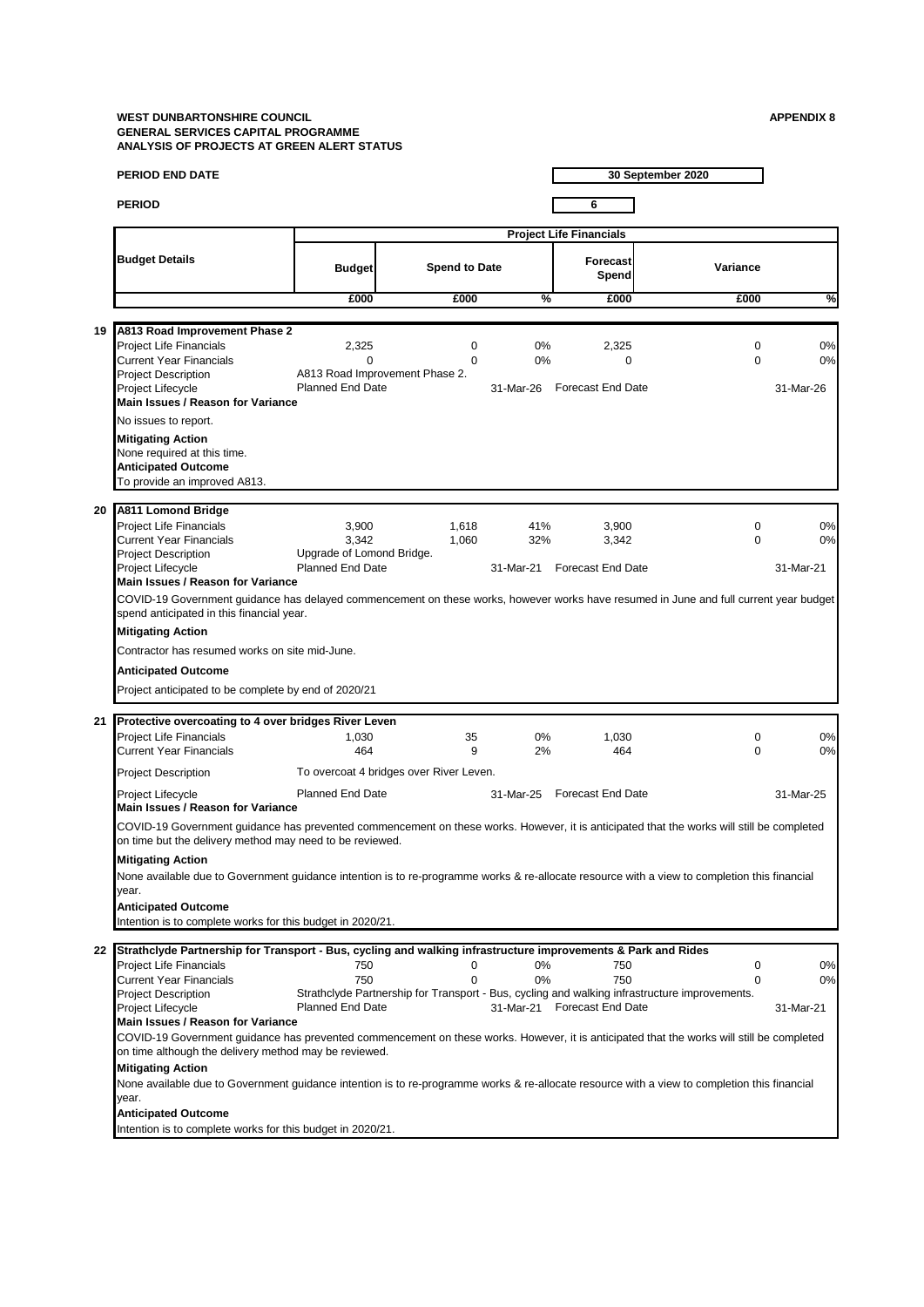**WEST DUNBARTONSHIRE COUNCIL**
**GENERAL SERVICES CAPITAL PROGRAMME**
**ANALYSIS OF PROJECTS AT GREEN ALERT STATUS**

**APPENDIX 8**

**PERIOD END DATE** 30 September 2020

**PERIOD** 6

| | Budget Details | Project Life Financials | | | | | |
|---|---|---|---|---|---|---|---|
| | | Budget | Spend to Date | | Forecast Spend | Variance | |
| | | £000 | £000 | % | £000 | £000 | % |
| **19** | **A813 Road Improvement Phase 2** | | | | | | |
| | Project Life Financials | 2,325 | 0 | 0% | 2,325 | 0 | 0% |
| | Current Year Financials | 0 | 0 | 0% | 0 | 0 | 0% |
| | Project Description | A813 Road Improvement Phase 2. | | | | | |
| | Project Lifecycle | Planned End Date | | 31-Mar-26 | Forecast End Date | | 31-Mar-26 |

**Main Issues / Reason for Variance**

No issues to report.

**Mitigating Action**

None required at this time.

**Anticipated Outcome**

To provide an improved A813.

| | Budget Details | Budget | Spend to Date | % | Forecast Spend | Variance | % |
|---|---|---|---|---|---|---|---|
| **20** | **A811 Lomond Bridge** | | | | | | |
| | Project Life Financials | 3,900 | 1,618 | 41% | 3,900 | 0 | 0% |
| | Current Year Financials | 3,342 | 1,060 | 32% | 3,342 | 0 | 0% |
| | Project Description | Upgrade of Lomond Bridge. | | | | | |
| | Project Lifecycle | Planned End Date | | 31-Mar-21 | Forecast End Date | | 31-Mar-21 |

**Main Issues / Reason for Variance**

COVID-19 Government guidance has delayed commencement on these works, however works have resumed in June and full current year budget spend anticipated in this financial year.

**Mitigating Action**

Contractor has resumed works on site mid-June.

**Anticipated Outcome**

Project anticipated to be complete by end of 2020/21

| | Budget Details | Budget | Spend to Date | % | Forecast Spend | Variance | % |
|---|---|---|---|---|---|---|---|
| **21** | **Protective overcoating to 4 over bridges River Leven** | | | | | | |
| | Project Life Financials | 1,030 | 35 | 0% | 1,030 | 0 | 0% |
| | Current Year Financials | 464 | 9 | 2% | 464 | 0 | 0% |
| | Project Description | To overcoat 4 bridges over River Leven. | | | | | |
| | Project Lifecycle | Planned End Date | | 31-Mar-25 | Forecast End Date | | 31-Mar-25 |

**Main Issues / Reason for Variance**

COVID-19 Government guidance has prevented commencement on these works. However, it is anticipated that the works will still be completed on time but the delivery method may need to be reviewed.

**Mitigating Action**

None available due to Government guidance intention is to re-programme works & re-allocate resource with a view to completion this financial year.

**Anticipated Outcome**

Intention is to complete works for this budget in 2020/21.

| | Budget Details | Budget | Spend to Date | % | Forecast Spend | Variance | % |
|---|---|---|---|---|---|---|---|
| **22** | **Strathclyde Partnership for Transport - Bus, cycling and walking infrastructure improvements & Park and Rides** | | | | | | |
| | Project Life Financials | 750 | 0 | 0% | 750 | 0 | 0% |
| | Current Year Financials | 750 | 0 | 0% | 750 | 0 | 0% |
| | Project Description | Strathclyde Partnership for Transport - Bus, cycling and walking infrastructure improvements. | | | | | |
| | Project Lifecycle | Planned End Date | | 31-Mar-21 | Forecast End Date | | 31-Mar-21 |

**Main Issues / Reason for Variance**

COVID-19 Government guidance has prevented commencement on these works. However, it is anticipated that the works will still be completed on time although the delivery method may be reviewed.

**Mitigating Action**

None available due to Government guidance intention is to re-programme works & re-allocate resource with a view to completion this financial year.

**Anticipated Outcome**

Intention is to complete works for this budget in 2020/21.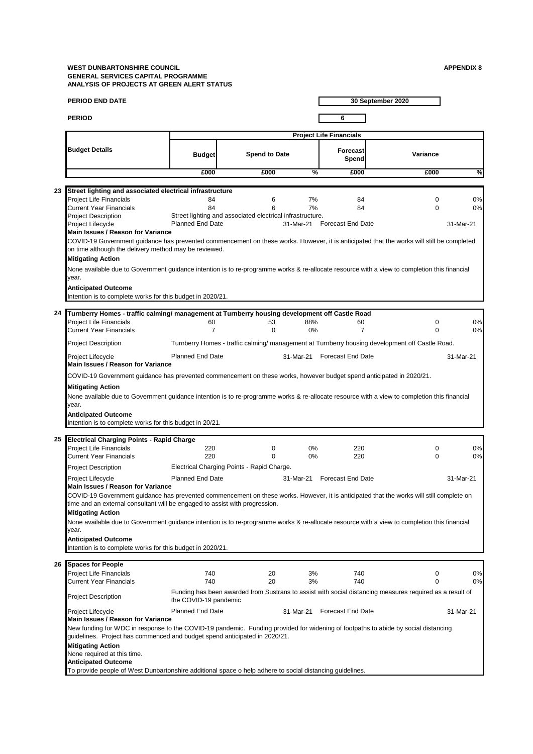**WEST DUNBARTONSHIRE COUNCIL**
**GENERAL SERVICES CAPITAL PROGRAMME**
**ANALYSIS OF PROJECTS AT GREEN ALERT STATUS**

**APPENDIX 8**

**PERIOD END DATE** 30 September 2020

**PERIOD** 6

| Budget Details | Project Life Financials | | | | | |
|---|---|---|---|---|---|---|
| | Budget | Spend to Date | | Forecast Spend | Variance | |
| | £000 | £000 | % | £000 | £000 | % |

## 23 Street lighting and associated electrical infrastructure

| | Budget | Spend to Date | % | Forecast Spend | Variance | % |
|---|---|---|---|---|---|---|
| Project Life Financials | 84 | 6 | 7% | 84 | 0 | 0% |
| Current Year Financials | 84 | 6 | 7% | 84 | 0 | 0% |

Project Description: Street lighting and associated electrical infrastructure.

Project Lifecycle: Planned End Date 31-Mar-21 | Forecast End Date 31-Mar-21

**Main Issues / Reason for Variance**

COVID-19 Government guidance has prevented commencement on these works. However, it is anticipated that the works will still be completed on time although the delivery method may be reviewed.

**Mitigating Action**

None available due to Government guidance intention is to re-programme works & re-allocate resource with a view to completion this financial year.

**Anticipated Outcome**

Intention is to complete works for this budget in 2020/21.

## 24 Turnberry Homes - traffic calming/ management at Turnberry housing development off Castle Road

| | Budget | Spend to Date | % | Forecast Spend | Variance | % |
|---|---|---|---|---|---|---|
| Project Life Financials | 60 | 53 | 88% | 60 | 0 | 0% |
| Current Year Financials | 7 | 0 | 0% | 7 | 0 | 0% |

Project Description: Turnberry Homes - traffic calming/ management at Turnberry housing development off Castle Road.

Project Lifecycle: Planned End Date 31-Mar-21 | Forecast End Date 31-Mar-21

**Main Issues / Reason for Variance**

COVID-19 Government guidance has prevented commencement on these works, however budget spend anticipated in 2020/21.

**Mitigating Action**

None available due to Government guidance intention is to re-programme works & re-allocate resource with a view to completion this financial year.

**Anticipated Outcome**

Intention is to complete works for this budget in 20/21.

## 25 Electrical Charging Points - Rapid Charge

| | Budget | Spend to Date | % | Forecast Spend | Variance | % |
|---|---|---|---|---|---|---|
| Project Life Financials | 220 | 0 | 0% | 220 | 0 | 0% |
| Current Year Financials | 220 | 0 | 0% | 220 | 0 | 0% |

Project Description: Electrical Charging Points - Rapid Charge.

Project Lifecycle: Planned End Date 31-Mar-21 | Forecast End Date 31-Mar-21

**Main Issues / Reason for Variance**

COVID-19 Government guidance has prevented commencement on these works. However, it is anticipated that the works will still complete on time and an external consultant will be engaged to assist with progression.

**Mitigating Action**

None available due to Government guidance intention is to re-programme works & re-allocate resource with a view to completion this financial year.

**Anticipated Outcome**

Intention is to complete works for this budget in 2020/21.

## 26 Spaces for People

| | Budget | Spend to Date | % | Forecast Spend | Variance | % |
|---|---|---|---|---|---|---|
| Project Life Financials | 740 | 20 | 3% | 740 | 0 | 0% |
| Current Year Financials | 740 | 20 | 3% | 740 | 0 | 0% |

Project Description: Funding has been awarded from Sustrans to assist with social distancing measures required as a result of the COVID-19 pandemic

Project Lifecycle: Planned End Date 31-Mar-21 | Forecast End Date 31-Mar-21

**Main Issues / Reason for Variance**

New funding for WDC in response to the COVID-19 pandemic. Funding provided for widening of footpaths to abide by social distancing guidelines. Project has commenced and budget spend anticipated in 2020/21.

**Mitigating Action**

None required at this time.

**Anticipated Outcome**

To provide people of West Dunbartonshire additional space o help adhere to social distancing guidelines.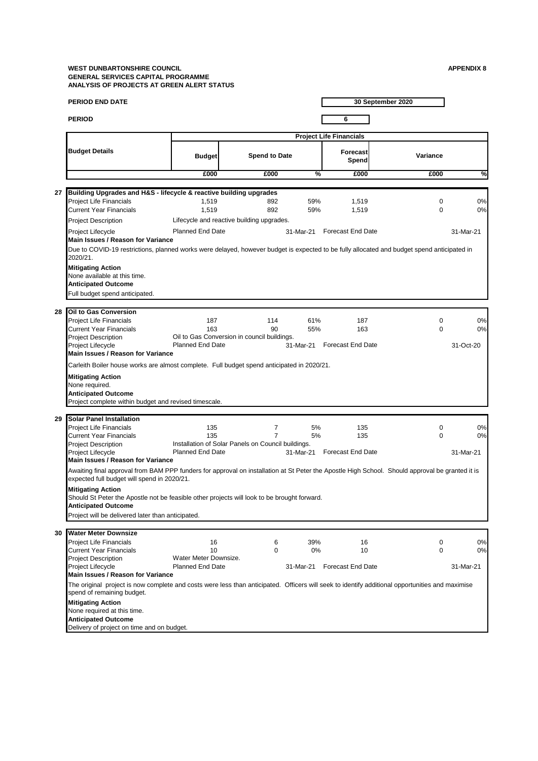**WEST DUNBARTONSHIRE COUNCIL**
**GENERAL SERVICES CAPITAL PROGRAMME**
**ANALYSIS OF PROJECTS AT GREEN ALERT STATUS**

**APPENDIX 8**

**PERIOD END DATE** — 30 September 2020

**PERIOD** — 6

| | Budget Details | Project Life Financials | | | | | |
|---|---|---|---|---|---|---|---|
| | | Budget | Spend to Date | | Forecast Spend | Variance | |
| | | £000 | £000 | % | £000 | £000 | % |
| **27** | **Building Upgrades and H&S - lifecycle & reactive building upgrades** | | | | | | |
| | Project Life Financials | 1,519 | 892 | 59% | 1,519 | 0 | 0% |
| | Current Year Financials | 1,519 | 892 | 59% | 1,519 | 0 | 0% |
| | Project Description | Lifecycle and reactive building upgrades. | | | | | |
| | Project Lifecycle | Planned End Date | | 31-Mar-21 | Forecast End Date | | 31-Mar-21 |
| | **Main Issues / Reason for Variance** | | | | | | |
| | Due to COVID-19 restrictions, planned works were delayed, however budget is expected to be fully allocated and budget spend anticipated in 2020/21. | | | | | | |
| | **Mitigating Action** | | | | | | |
| | None available at this time. | | | | | | |
| | **Anticipated Outcome** | | | | | | |
| | Full budget spend anticipated. | | | | | | |
| **28** | **Oil to Gas Conversion** | | | | | | |
| | Project Life Financials | 187 | 114 | 61% | 187 | 0 | 0% |
| | Current Year Financials | 163 | 90 | 55% | 163 | 0 | 0% |
| | Project Description | Oil to Gas Conversion in council buildings. | | | | | |
| | Project Lifecycle | Planned End Date | | 31-Mar-21 | Forecast End Date | | 31-Oct-20 |
| | **Main Issues / Reason for Variance** | | | | | | |
| | Carleith Boiler house works are almost complete. Full budget spend anticipated in 2020/21. | | | | | | |
| | **Mitigating Action** | | | | | | |
| | None required. | | | | | | |
| | **Anticipated Outcome** | | | | | | |
| | Project complete within budget and revised timescale. | | | | | | |
| **29** | **Solar Panel Installation** | | | | | | |
| | Project Life Financials | 135 | 7 | 5% | 135 | 0 | 0% |
| | Current Year Financials | 135 | 7 | 5% | 135 | 0 | 0% |
| | Project Description | Installation of Solar Panels on Council buildings. | | | | | |
| | Project Lifecycle | Planned End Date | | 31-Mar-21 | Forecast End Date | | 31-Mar-21 |
| | **Main Issues / Reason for Variance** | | | | | | |
| | Awaiting final approval from BAM PPP funders for approval on installation at St Peter the Apostle High School. Should approval be granted it is expected full budget will spend in 2020/21. | | | | | | |
| | **Mitigating Action** | | | | | | |
| | Should St Peter the Apostle not be feasible other projects will look to be brought forward. | | | | | | |
| | **Anticipated Outcome** | | | | | | |
| | Project will be delivered later than anticipated. | | | | | | |
| **30** | **Water Meter Downsize** | | | | | | |
| | Project Life Financials | 16 | 6 | 39% | 16 | 0 | 0% |
| | Current Year Financials | 10 | 0 | 0% | 10 | 0 | 0% |
| | Project Description | Water Meter Downsize. | | | | | |
| | Project Lifecycle | Planned End Date | | 31-Mar-21 | Forecast End Date | | 31-Mar-21 |
| | **Main Issues / Reason for Variance** | | | | | | |
| | The original project is now complete and costs were less than anticipated. Officers will seek to identify additional opportunities and maximise spend of remaining budget. | | | | | | |
| | **Mitigating Action** | | | | | | |
| | None required at this time. | | | | | | |
| | **Anticipated Outcome** | | | | | | |
| | Delivery of project on time and on budget. | | | | | | |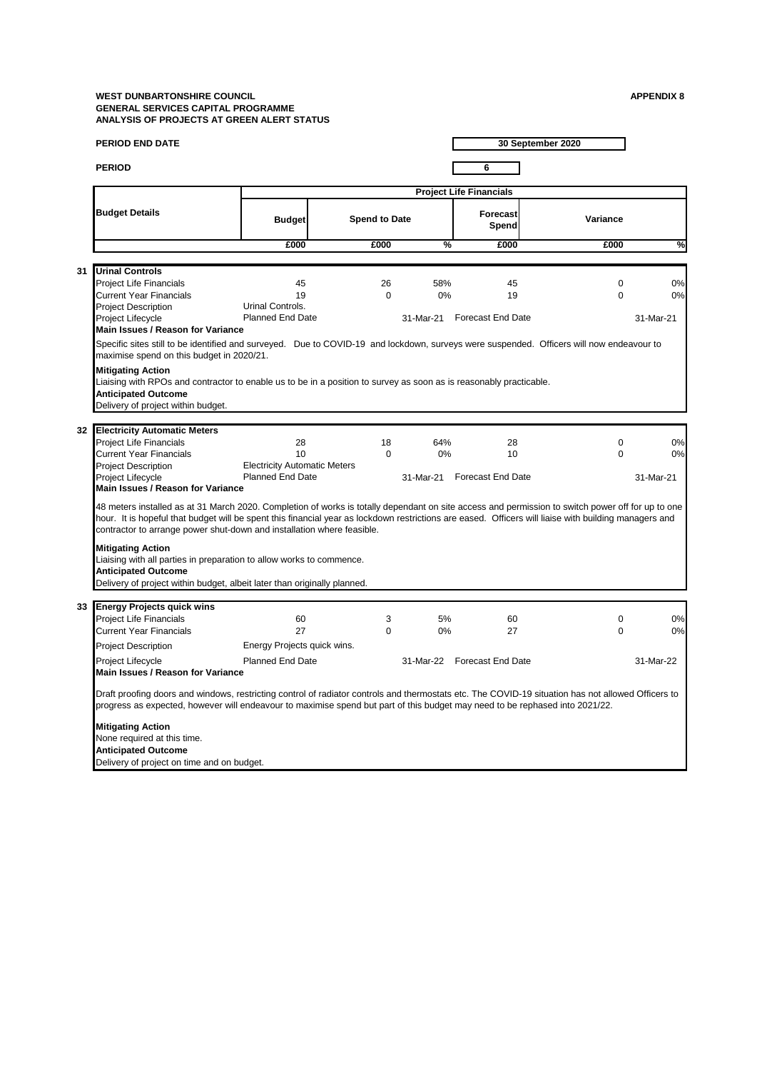**WEST DUNBARTONSHIRE COUNCIL**
**GENERAL SERVICES CAPITAL PROGRAMME**
**ANALYSIS OF PROJECTS AT GREEN ALERT STATUS**

**APPENDIX 8**

**PERIOD END DATE** 30 September 2020

**PERIOD** 6

| | Budget Details | Project Life Financials | | | | | |
|---|---|---|---|---|---|---|---|
| | | Budget | Spend to Date | | Forecast Spend | Variance | |
| | | £000 | £000 | % | £000 | £000 | % |
| 31 | **Urinal Controls** | | | | | | |
| | Project Life Financials | 45 | 26 | 58% | 45 | 0 | 0% |
| | Current Year Financials | 19 | 0 | 0% | 19 | 0 | 0% |
| | Project Description | Urinal Controls. | | | | | |
| | Project Lifecycle | Planned End Date | | 31-Mar-21 | Forecast End Date | | 31-Mar-21 |

**Main Issues / Reason for Variance**

Specific sites still to be identified and surveyed. Due to COVID-19 and lockdown, surveys were suspended. Officers will now endeavour to maximise spend on this budget in 2020/21.

**Mitigating Action**
Liaising with RPOs and contractor to enable us to be in a position to survey as soon as is reasonably practicable.

**Anticipated Outcome**
Delivery of project within budget.

| | Budget Details | Budget | Spend to Date £000 | % | Forecast Spend | Variance £000 | % |
|---|---|---|---|---|---|---|---|
| 32 | **Electricity Automatic Meters** | | | | | | |
| | Project Life Financials | 28 | 18 | 64% | 28 | 0 | 0% |
| | Current Year Financials | 10 | 0 | 0% | 10 | 0 | 0% |
| | Project Description | Electricity Automatic Meters | | | | | |
| | Project Lifecycle | Planned End Date | | 31-Mar-21 | Forecast End Date | | 31-Mar-21 |

**Main Issues / Reason for Variance**

48 meters installed as at 31 March 2020. Completion of works is totally dependant on site access and permission to switch power off for up to one hour. It is hopeful that budget will be spent this financial year as lockdown restrictions are eased. Officers will liaise with building managers and contractor to arrange power shut-down and installation where feasible.

**Mitigating Action**
Liaising with all parties in preparation to allow works to commence.

**Anticipated Outcome**
Delivery of project within budget, albeit later than originally planned.

| | Budget Details | Budget | Spend to Date £000 | % | Forecast Spend | Variance £000 | % |
|---|---|---|---|---|---|---|---|
| 33 | **Energy Projects quick wins** | | | | | | |
| | Project Life Financials | 60 | 3 | 5% | 60 | 0 | 0% |
| | Current Year Financials | 27 | 0 | 0% | 27 | 0 | 0% |
| | Project Description | Energy Projects quick wins. | | | | | |
| | Project Lifecycle | Planned End Date | | 31-Mar-22 | Forecast End Date | | 31-Mar-22 |

**Main Issues / Reason for Variance**

Draft proofing doors and windows, restricting control of radiator controls and thermostats etc. The COVID-19 situation has not allowed Officers to progress as expected, however will endeavour to maximise spend but part of this budget may need to be rephased into 2021/22.

**Mitigating Action**
None required at this time.

**Anticipated Outcome**
Delivery of project on time and on budget.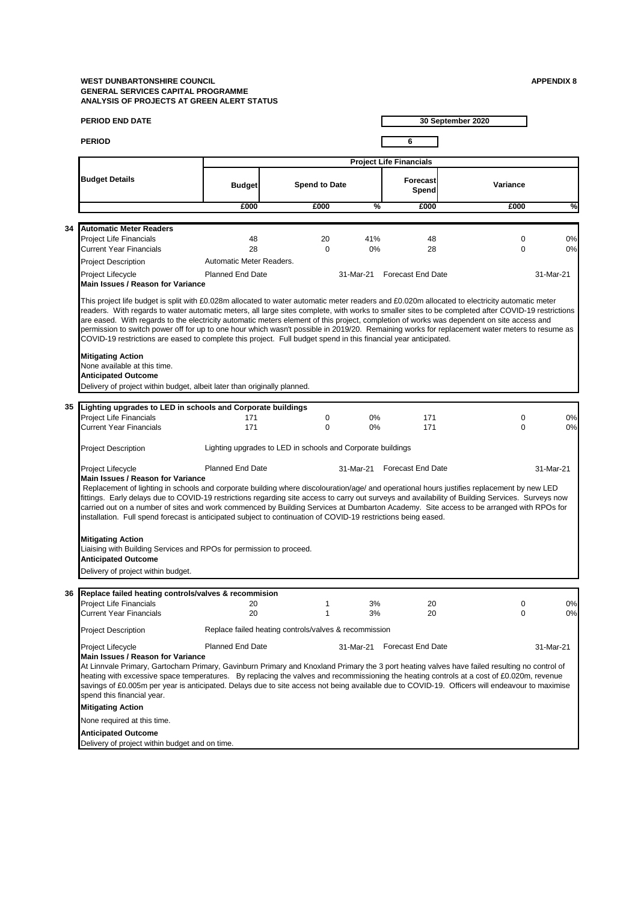**WEST DUNBARTONSHIRE COUNCIL**
**GENERAL SERVICES CAPITAL PROGRAMME**
**ANALYSIS OF PROJECTS AT GREEN ALERT STATUS**

**APPENDIX 8**

**PERIOD END DATE** 30 September 2020

**PERIOD** 6

| Budget Details | Project Life Financials | | | | | |
|---|---|---|---|---|---|---|
| | Budget | Spend to Date | | Forecast Spend | Variance | |
| | £000 | £000 | % | £000 | £000 | % |

**34 Automatic Meter Readers**

| | | | | | | |
|---|---|---|---|---|---|---|
| Project Life Financials | 48 | 20 | 41% | 48 | 0 | 0% |
| Current Year Financials | 28 | 0 | 0% | 28 | 0 | 0% |

Project Description: Automatic Meter Readers.

Project Lifecycle: Planned End Date 31-Mar-21 Forecast End Date 31-Mar-21

**Main Issues / Reason for Variance**

This project life budget is split with £0.028m allocated to water automatic meter readers and £0.020m allocated to electricity automatic meter readers. With regards to water automatic meters, all large sites complete, with works to smaller sites to be completed after COVID-19 restrictions are eased. With regards to the electricity automatic meters element of this project, completion of works was dependent on site access and permission to switch power off for up to one hour which wasn't possible in 2019/20. Remaining works for replacement water meters to resume as COVID-19 restrictions are eased to complete this project. Full budget spend in this financial year anticipated.

**Mitigating Action**

None available at this time.

**Anticipated Outcome**

Delivery of project within budget, albeit later than originally planned.

**35 Lighting upgrades to LED in schools and Corporate buildings**

| | | | | | | |
|---|---|---|---|---|---|---|
| Project Life Financials | 171 | 0 | 0% | 171 | 0 | 0% |
| Current Year Financials | 171 | 0 | 0% | 171 | 0 | 0% |

Project Description: Lighting upgrades to LED in schools and Corporate buildings

Project Lifecycle: Planned End Date 31-Mar-21 Forecast End Date 31-Mar-21

**Main Issues / Reason for Variance**

Replacement of lighting in schools and corporate building where discolouration/age/ and operational hours justifies replacement by new LED fittings. Early delays due to COVID-19 restrictions regarding site access to carry out surveys and availability of Building Services. Surveys now carried out on a number of sites and work commenced by Building Services at Dumbarton Academy. Site access to be arranged with RPOs for installation. Full spend forecast is anticipated subject to continuation of COVID-19 restrictions being eased.

**Mitigating Action**

Liaising with Building Services and RPOs for permission to proceed.

**Anticipated Outcome**

Delivery of project within budget.

**36 Replace failed heating controls/valves & recommission**

| | | | | | | |
|---|---|---|---|---|---|---|
| Project Life Financials | 20 | 1 | 3% | 20 | 0 | 0% |
| Current Year Financials | 20 | 1 | 3% | 20 | 0 | 0% |

Project Description: Replace failed heating controls/valves & recommission

Project Lifecycle: Planned End Date 31-Mar-21 Forecast End Date 31-Mar-21

**Main Issues / Reason for Variance**

At Linnvale Primary, Gartocharn Primary, Gavinburn Primary and Knoxland Primary the 3 port heating valves have failed resulting no control of heating with excessive space temperatures. By replacing the valves and recommissioning the heating controls at a cost of £0.020m, revenue savings of £0.005m per year is anticipated. Delays due to site access not being available due to COVID-19. Officers will endeavour to maximise spend this financial year.

**Mitigating Action**

None required at this time.

**Anticipated Outcome**

Delivery of project within budget and on time.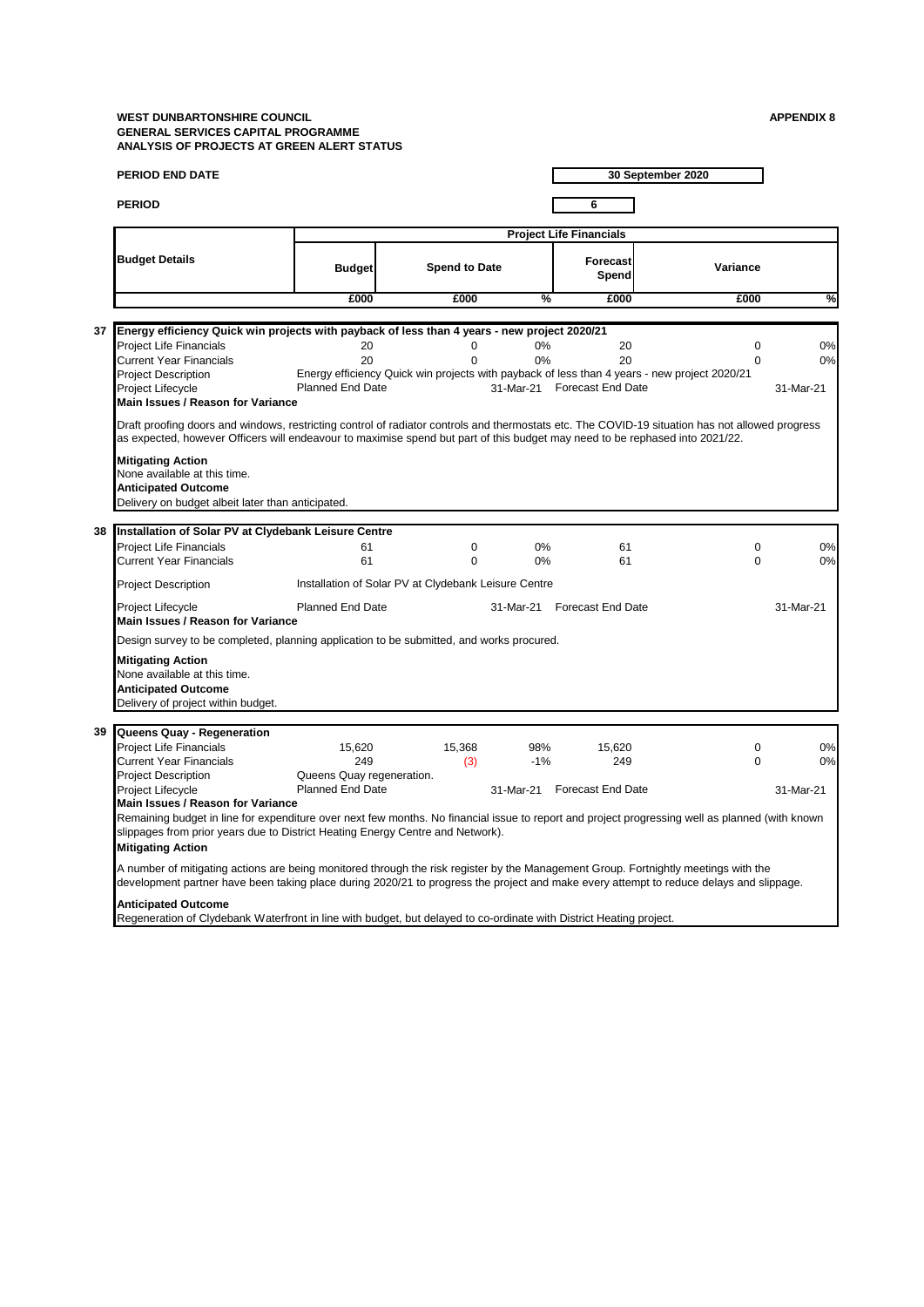**WEST DUNBARTONSHIRE COUNCIL**
**GENERAL SERVICES CAPITAL PROGRAMME**
**ANALYSIS OF PROJECTS AT GREEN ALERT STATUS**

**APPENDIX 8**

**PERIOD END DATE** — 30 September 2020

**PERIOD** — 6

| Budget Details | Project Life Financials | | | | | |
|---|---|---|---|---|---|---|
| | Budget | Spend to Date | | Forecast Spend | Variance | |
| | £000 | £000 | % | £000 | £000 | % |

**37 Energy efficiency Quick win projects with payback of less than 4 years - new project 2020/21**

| | Budget | Spend to Date | % | Forecast Spend | Variance | % |
|---|---|---|---|---|---|---|
| Project Life Financials | 20 | 0 | 0% | 20 | 0 | 0% |
| Current Year Financials | 20 | 0 | 0% | 20 | 0 | 0% |

Project Description: Energy efficiency Quick win projects with payback of less than 4 years - new project 2020/21

Project Lifecycle: Planned End Date 31-Mar-21 — Forecast End Date 31-Mar-21

**Main Issues / Reason for Variance**

Draft proofing doors and windows, restricting control of radiator controls and thermostats etc. The COVID-19 situation has not allowed progress as expected, however Officers will endeavour to maximise spend but part of this budget may need to be rephased into 2021/22.

**Mitigating Action**

None available at this time.

**Anticipated Outcome**

Delivery on budget albeit later than anticipated.

**38 Installation of Solar PV at Clydebank Leisure Centre**

| | Budget | Spend to Date | % | Forecast Spend | Variance | % |
|---|---|---|---|---|---|---|
| Project Life Financials | 61 | 0 | 0% | 61 | 0 | 0% |
| Current Year Financials | 61 | 0 | 0% | 61 | 0 | 0% |

Project Description: Installation of Solar PV at Clydebank Leisure Centre

Project Lifecycle: Planned End Date 31-Mar-21 — Forecast End Date 31-Mar-21

**Main Issues / Reason for Variance**

Design survey to be completed, planning application to be submitted, and works procured.

**Mitigating Action**

None available at this time.

**Anticipated Outcome**

Delivery of project within budget.

**39 Queens Quay - Regeneration**

| | Budget | Spend to Date | % | Forecast Spend | Variance | % |
|---|---|---|---|---|---|---|
| Project Life Financials | 15,620 | 15,368 | 98% | 15,620 | 0 | 0% |
| Current Year Financials | 249 | (3) | -1% | 249 | 0 | 0% |

Project Description: Queens Quay regeneration.

Project Lifecycle: Planned End Date 31-Mar-21 — Forecast End Date 31-Mar-21

**Main Issues / Reason for Variance**

Remaining budget in line for expenditure over next few months. No financial issue to report and project progressing well as planned (with known slippages from prior years due to District Heating Energy Centre and Network).

**Mitigating Action**

A number of mitigating actions are being monitored through the risk register by the Management Group. Fortnightly meetings with the development partner have been taking place during 2020/21 to progress the project and make every attempt to reduce delays and slippage.

**Anticipated Outcome**

Regeneration of Clydebank Waterfront in line with budget, but delayed to co-ordinate with District Heating project.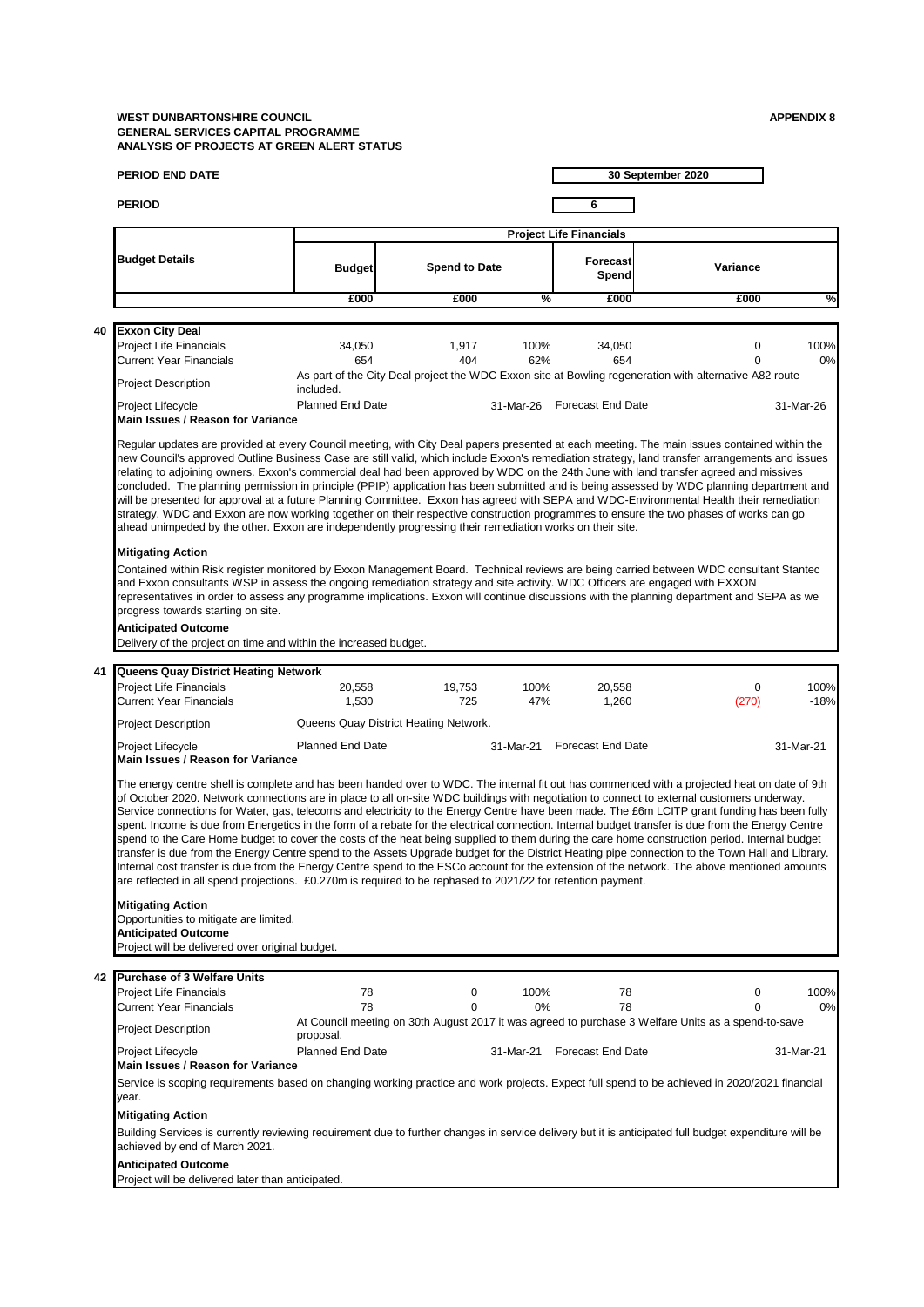**WEST DUNBARTONSHIRE COUNCIL**
**GENERAL SERVICES CAPITAL PROGRAMME**
**ANALYSIS OF PROJECTS AT GREEN ALERT STATUS**

**APPENDIX 8**

**PERIOD END DATE** 30 September 2020

**PERIOD** 6

| Budget Details | Project Life Financials | | | | | |
|---|---|---|---|---|---|---|
| | Budget | Spend to Date | | Forecast Spend | Variance | |
| | £000 | £000 | % | £000 | £000 | % |

## 40 Exxon City Deal

| | Budget | Spend to Date | % | Forecast Spend | Variance | % |
|---|---|---|---|---|---|---|
| Project Life Financials | 34,050 | 1,917 | 100% | 34,050 | 0 | 100% |
| Current Year Financials | 654 | 404 | 62% | 654 | 0 | 0% |

**Project Description:** As part of the City Deal project the WDC Exxon site at Bowling regeneration with alternative A82 route included.

**Project Lifecycle:** Planned End Date 31-Mar-26 Forecast End Date 31-Mar-26

**Main Issues / Reason for Variance**

Regular updates are provided at every Council meeting, with City Deal papers presented at each meeting. The main issues contained within the new Council's approved Outline Business Case are still valid, which include Exxon's remediation strategy, land transfer arrangements and issues relating to adjoining owners. Exxon's commercial deal had been approved by WDC on the 24th June with land transfer agreed and missives concluded. The planning permission in principle (PPIP) application has been submitted and is being assessed by WDC planning department and will be presented for approval at a future Planning Committee. Exxon has agreed with SEPA and WDC-Environmental Health their remediation strategy. WDC and Exxon are now working together on their respective construction programmes to ensure the two phases of works can go ahead unimpeded by the other. Exxon are independently progressing their remediation works on their site.

**Mitigating Action**

Contained within Risk register monitored by Exxon Management Board. Technical reviews are being carried between WDC consultant Stantec and Exxon consultants WSP in assess the ongoing remediation strategy and site activity. WDC Officers are engaged with EXXON representatives in order to assess any programme implications. Exxon will continue discussions with the planning department and SEPA as we progress towards starting on site.

**Anticipated Outcome**

Delivery of the project on time and within the increased budget.

## 41 Queens Quay District Heating Network

| | Budget | Spend to Date | % | Forecast Spend | Variance | % |
|---|---|---|---|---|---|---|
| Project Life Financials | 20,558 | 19,753 | 100% | 20,558 | 0 | 100% |
| Current Year Financials | 1,530 | 725 | 47% | 1,260 | (270) | -18% |

**Project Description:** Queens Quay District Heating Network.

**Project Lifecycle:** Planned End Date 31-Mar-21 Forecast End Date 31-Mar-21

**Main Issues / Reason for Variance**

The energy centre shell is complete and has been handed over to WDC. The internal fit out has commenced with a projected heat on date of 9th of October 2020. Network connections are in place to all on-site WDC buildings with negotiation to connect to external customers underway. Service connections for Water, gas, telecoms and electricity to the Energy Centre have been made. The £6m LCITP grant funding has been fully spent. Income is due from Energetics in the form of a rebate for the electrical connection. Internal budget transfer is due from the Energy Centre spend to the Care Home budget to cover the costs of the heat being supplied to them during the care home construction period. Internal budget transfer is due from the Energy Centre spend to the Assets Upgrade budget for the District Heating pipe connection to the Town Hall and Library. Internal cost transfer is due from the Energy Centre spend to the ESCo account for the extension of the network. The above mentioned amounts are reflected in all spend projections. £0.270m is required to be rephased to 2021/22 for retention payment.

**Mitigating Action**

Opportunities to mitigate are limited.

**Anticipated Outcome**

Project will be delivered over original budget.

## 42 Purchase of 3 Welfare Units

| | Budget | Spend to Date | % | Forecast Spend | Variance | % |
|---|---|---|---|---|---|---|
| Project Life Financials | 78 | 0 | 100% | 78 | 0 | 100% |
| Current Year Financials | 78 | 0 | 0% | 78 | 0 | 0% |

**Project Description:** At Council meeting on 30th August 2017 it was agreed to purchase 3 Welfare Units as a spend-to-save proposal.

**Project Lifecycle:** Planned End Date 31-Mar-21 Forecast End Date 31-Mar-21

**Main Issues / Reason for Variance**

Service is scoping requirements based on changing working practice and work projects. Expect full spend to be achieved in 2020/2021 financial year.

**Mitigating Action**

Building Services is currently reviewing requirement due to further changes in service delivery but it is anticipated full budget expenditure will be achieved by end of March 2021.

**Anticipated Outcome**

Project will be delivered later than anticipated.